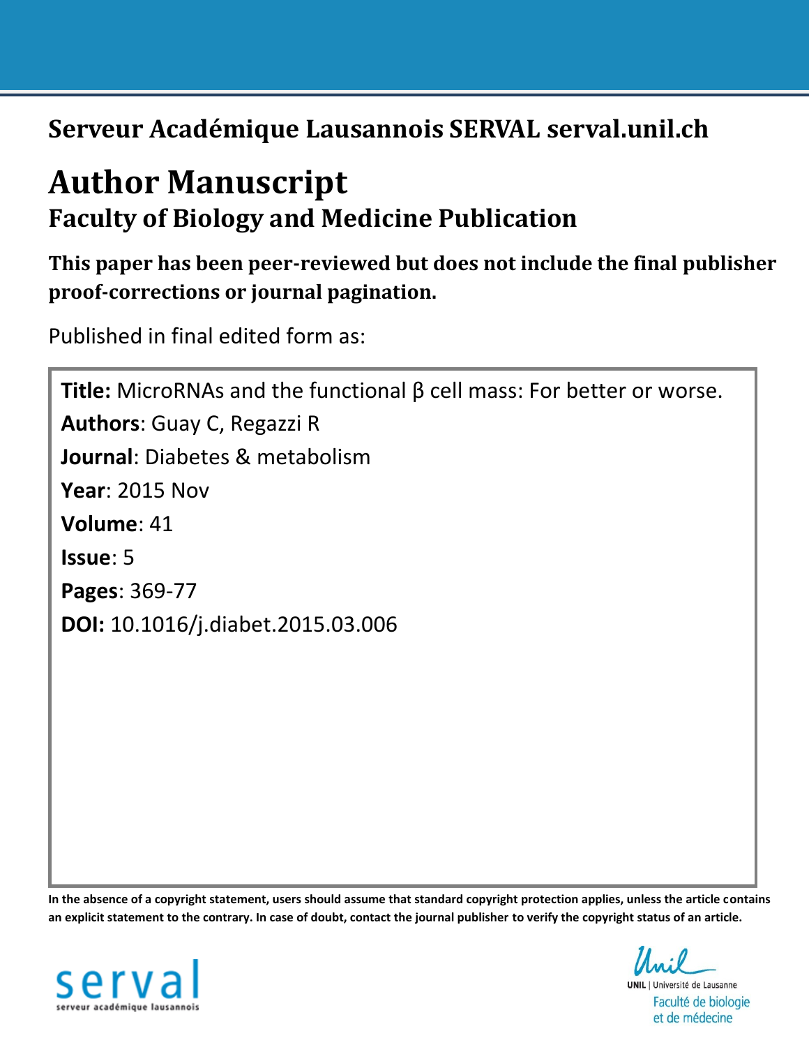**Serveur Académique Lausannois SERVAL serval.unil.ch**

# Author Manuscript

## Faculty of Biology and Medicine Publication

**This paper has been peer-reviewed but does not include the final publisher proof-corrections or journal pagination.**

Published in final edited form as:

**Title:** MicroRNAs and the functional β cell mass: For better or worse.

**Authors**: Guay C, Regazzi R

**Journal**: Diabetes & metabolism

**Year**: 2015 Nov

**Volume**: 41

**Issue**: 5

**Pages**: 369-77

**DOI:** 10.1016/j.diabet.2015.03.006

**In the absence of a copyright statement, users should assume that standard copyright protection applies, unless the article contains an explicit statement to the contrary. In case of doubt, contact the journal publisher to verify the copyright status of an article.**

serval
serveur académique lausannois

UNIL | Université de Lausanne
Faculté de biologie et de médecine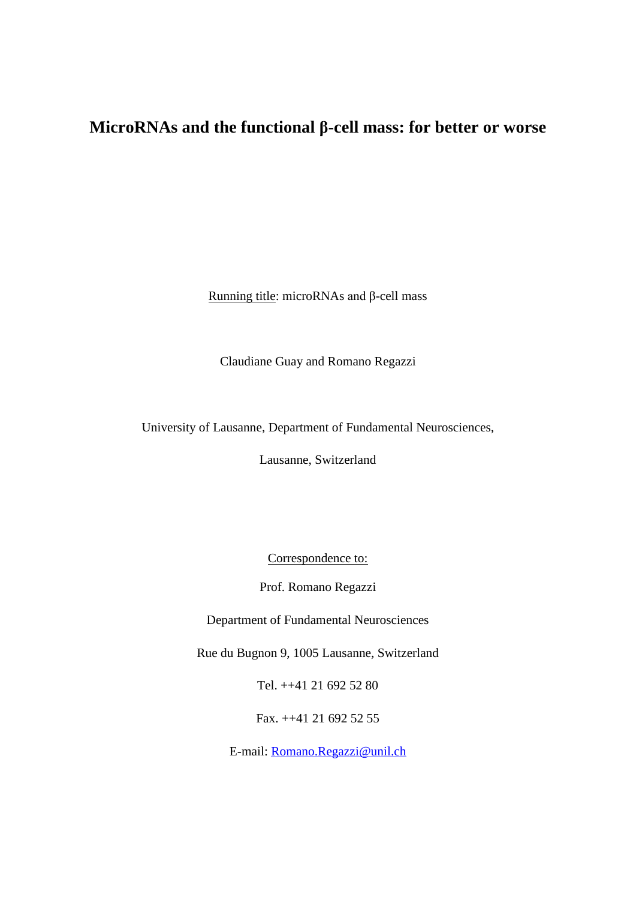# MicroRNAs and the functional β-cell mass: for better or worse

Running title: microRNAs and β-cell mass

Claudiane Guay and Romano Regazzi

University of Lausanne, Department of Fundamental Neurosciences,

Lausanne, Switzerland

Correspondence to:

Prof. Romano Regazzi

Department of Fundamental Neurosciences

Rue du Bugnon 9, 1005 Lausanne, Switzerland

Tel. ++41 21 692 52 80

Fax. ++41 21 692 52 55

E-mail: Romano.Regazzi@unil.ch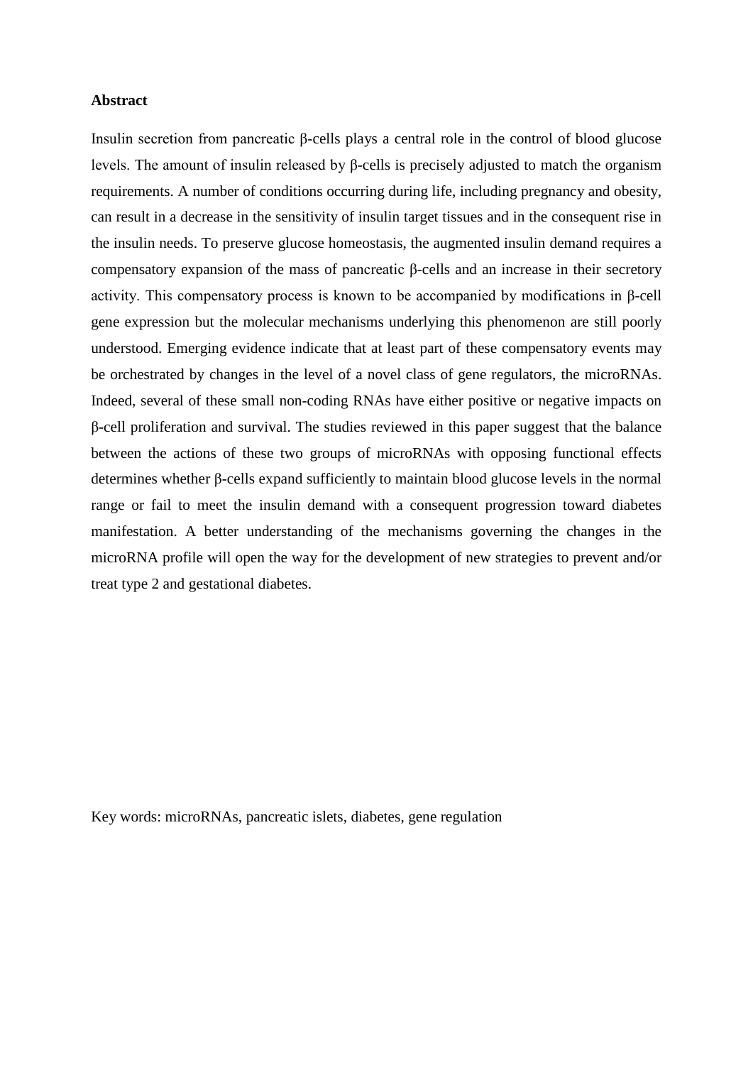**Abstract**

Insulin secretion from pancreatic β-cells plays a central role in the control of blood glucose levels. The amount of insulin released by β-cells is precisely adjusted to match the organism requirements. A number of conditions occurring during life, including pregnancy and obesity, can result in a decrease in the sensitivity of insulin target tissues and in the consequent rise in the insulin needs. To preserve glucose homeostasis, the augmented insulin demand requires a compensatory expansion of the mass of pancreatic β-cells and an increase in their secretory activity. This compensatory process is known to be accompanied by modifications in β-cell gene expression but the molecular mechanisms underlying this phenomenon are still poorly understood. Emerging evidence indicate that at least part of these compensatory events may be orchestrated by changes in the level of a novel class of gene regulators, the microRNAs. Indeed, several of these small non-coding RNAs have either positive or negative impacts on β-cell proliferation and survival. The studies reviewed in this paper suggest that the balance between the actions of these two groups of microRNAs with opposing functional effects determines whether β-cells expand sufficiently to maintain blood glucose levels in the normal range or fail to meet the insulin demand with a consequent progression toward diabetes manifestation. A better understanding of the mechanisms governing the changes in the microRNA profile will open the way for the development of new strategies to prevent and/or treat type 2 and gestational diabetes.

Key words: microRNAs, pancreatic islets, diabetes, gene regulation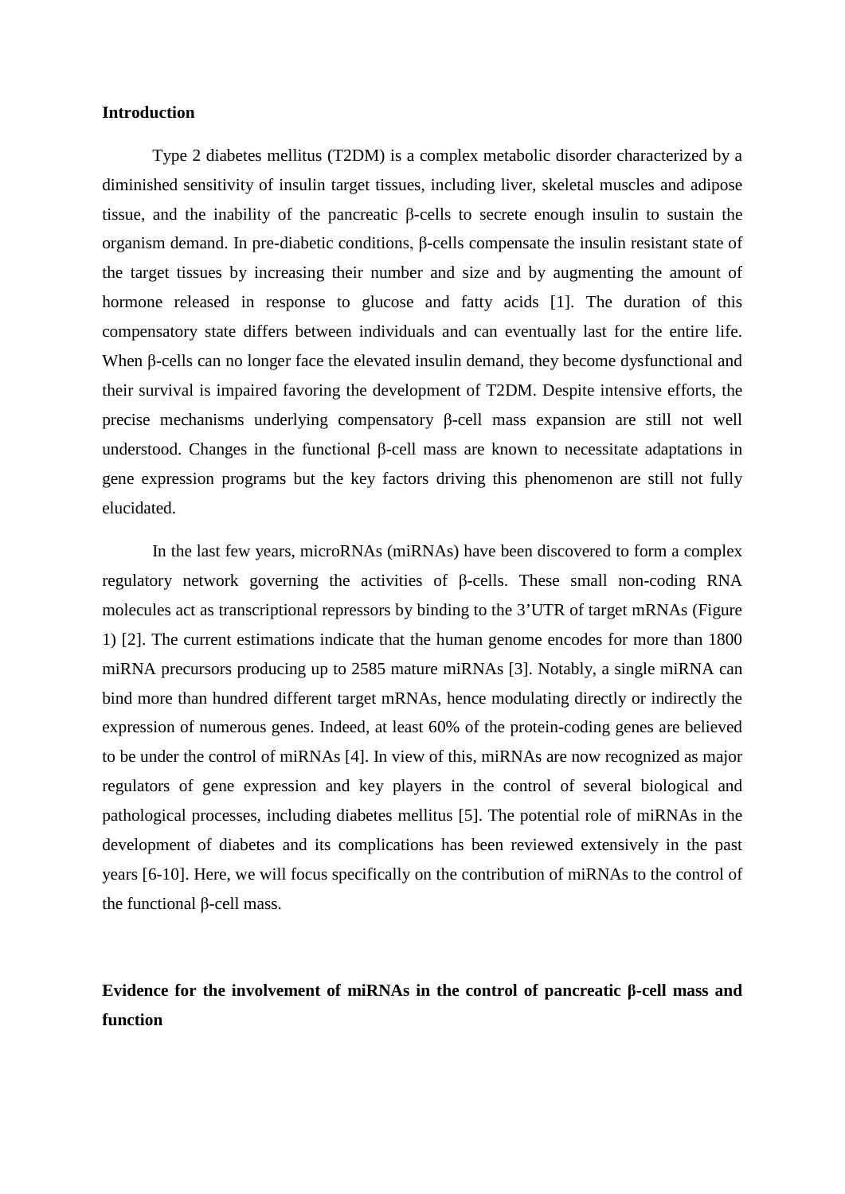## Introduction

Type 2 diabetes mellitus (T2DM) is a complex metabolic disorder characterized by a diminished sensitivity of insulin target tissues, including liver, skeletal muscles and adipose tissue, and the inability of the pancreatic β-cells to secrete enough insulin to sustain the organism demand. In pre-diabetic conditions, β-cells compensate the insulin resistant state of the target tissues by increasing their number and size and by augmenting the amount of hormone released in response to glucose and fatty acids [1]. The duration of this compensatory state differs between individuals and can eventually last for the entire life. When β-cells can no longer face the elevated insulin demand, they become dysfunctional and their survival is impaired favoring the development of T2DM. Despite intensive efforts, the precise mechanisms underlying compensatory β-cell mass expansion are still not well understood. Changes in the functional β-cell mass are known to necessitate adaptations in gene expression programs but the key factors driving this phenomenon are still not fully elucidated.

In the last few years, microRNAs (miRNAs) have been discovered to form a complex regulatory network governing the activities of β-cells. These small non-coding RNA molecules act as transcriptional repressors by binding to the 3'UTR of target mRNAs (Figure 1) [2]. The current estimations indicate that the human genome encodes for more than 1800 miRNA precursors producing up to 2585 mature miRNAs [3]. Notably, a single miRNA can bind more than hundred different target mRNAs, hence modulating directly or indirectly the expression of numerous genes. Indeed, at least 60% of the protein-coding genes are believed to be under the control of miRNAs [4]. In view of this, miRNAs are now recognized as major regulators of gene expression and key players in the control of several biological and pathological processes, including diabetes mellitus [5]. The potential role of miRNAs in the development of diabetes and its complications has been reviewed extensively in the past years [6-10]. Here, we will focus specifically on the contribution of miRNAs to the control of the functional β-cell mass.

## Evidence for the involvement of miRNAs in the control of pancreatic β-cell mass and function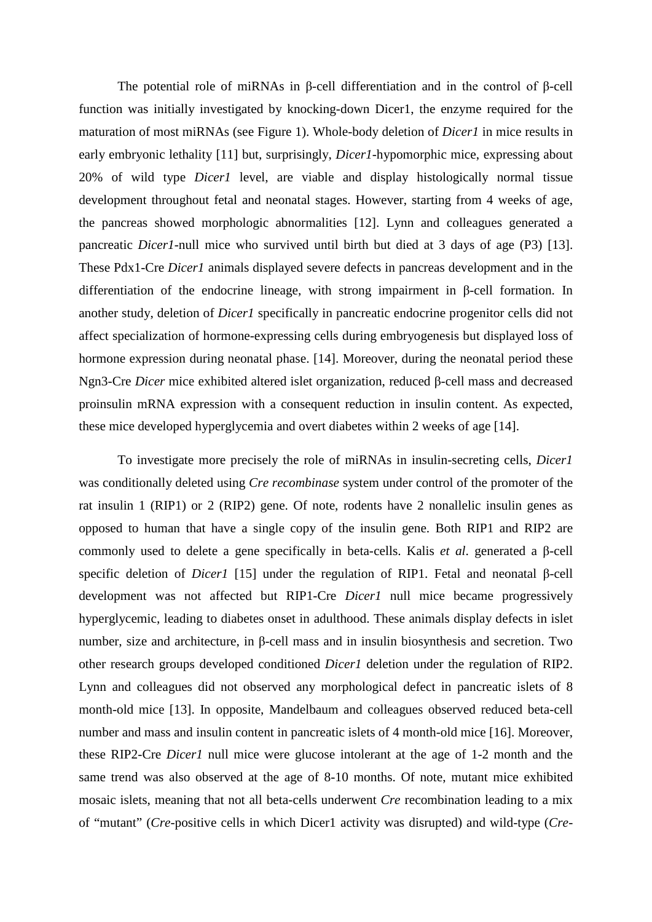The potential role of miRNAs in β-cell differentiation and in the control of β-cell function was initially investigated by knocking-down Dicer1, the enzyme required for the maturation of most miRNAs (see Figure 1). Whole-body deletion of *Dicer1* in mice results in early embryonic lethality [11] but, surprisingly, *Dicer1*-hypomorphic mice, expressing about 20% of wild type *Dicer1* level, are viable and display histologically normal tissue development throughout fetal and neonatal stages. However, starting from 4 weeks of age, the pancreas showed morphologic abnormalities [12]. Lynn and colleagues generated a pancreatic *Dicer1*-null mice who survived until birth but died at 3 days of age (P3) [13]. These Pdx1-Cre *Dicer1* animals displayed severe defects in pancreas development and in the differentiation of the endocrine lineage, with strong impairment in β-cell formation. In another study, deletion of *Dicer1* specifically in pancreatic endocrine progenitor cells did not affect specialization of hormone-expressing cells during embryogenesis but displayed loss of hormone expression during neonatal phase. [14]. Moreover, during the neonatal period these Ngn3-Cre *Dicer* mice exhibited altered islet organization, reduced β-cell mass and decreased proinsulin mRNA expression with a consequent reduction in insulin content. As expected, these mice developed hyperglycemia and overt diabetes within 2 weeks of age [14].

To investigate more precisely the role of miRNAs in insulin-secreting cells, *Dicer1* was conditionally deleted using *Cre recombinase* system under control of the promoter of the rat insulin 1 (RIP1) or 2 (RIP2) gene. Of note, rodents have 2 nonallelic insulin genes as opposed to human that have a single copy of the insulin gene. Both RIP1 and RIP2 are commonly used to delete a gene specifically in beta-cells. Kalis *et al*. generated a β-cell specific deletion of *Dicer1* [15] under the regulation of RIP1. Fetal and neonatal β-cell development was not affected but RIP1-Cre *Dicer1* null mice became progressively hyperglycemic, leading to diabetes onset in adulthood. These animals display defects in islet number, size and architecture, in β-cell mass and in insulin biosynthesis and secretion. Two other research groups developed conditioned *Dicer1* deletion under the regulation of RIP2. Lynn and colleagues did not observed any morphological defect in pancreatic islets of 8 month-old mice [13]. In opposite, Mandelbaum and colleagues observed reduced beta-cell number and mass and insulin content in pancreatic islets of 4 month-old mice [16]. Moreover, these RIP2-Cre *Dicer1* null mice were glucose intolerant at the age of 1-2 month and the same trend was also observed at the age of 8-10 months. Of note, mutant mice exhibited mosaic islets, meaning that not all beta-cells underwent *Cre* recombination leading to a mix of "mutant" (*Cre*-positive cells in which Dicer1 activity was disrupted) and wild-type (*Cre*-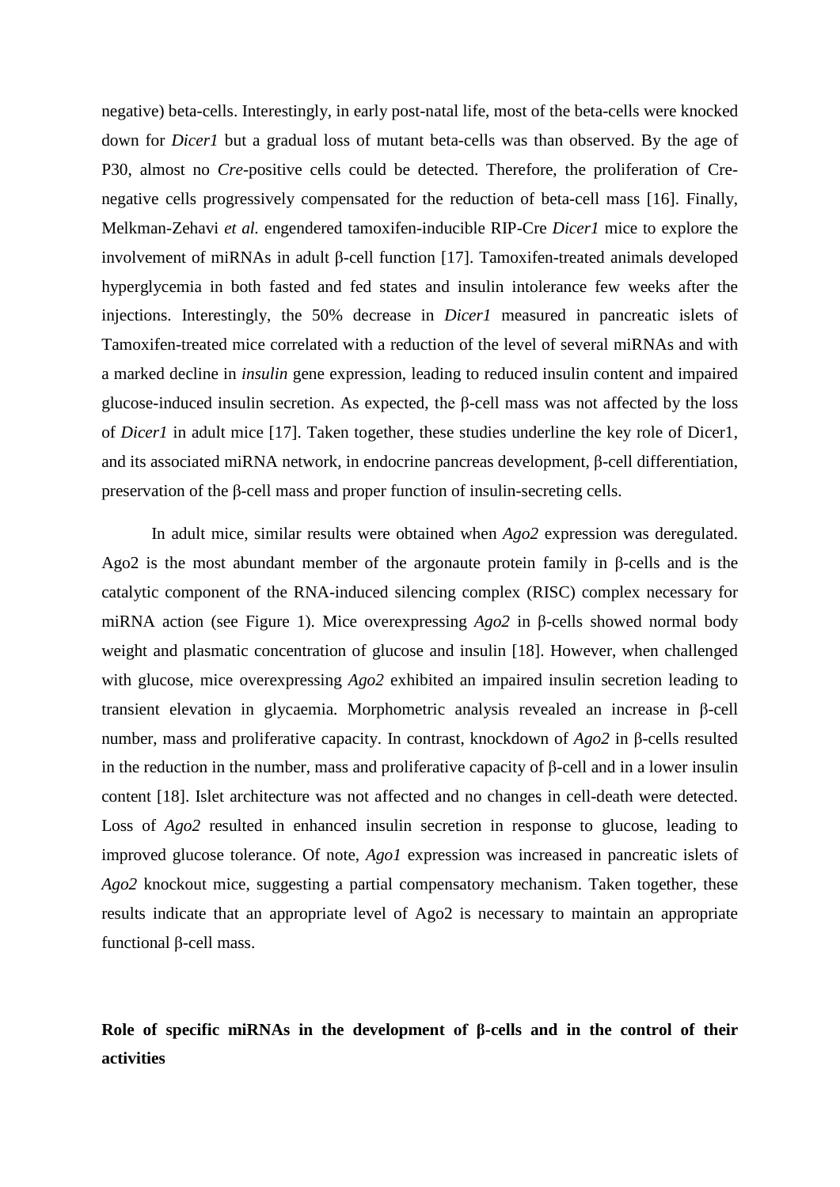negative) beta-cells. Interestingly, in early post-natal life, most of the beta-cells were knocked down for *Dicer1* but a gradual loss of mutant beta-cells was than observed. By the age of P30, almost no *Cre*-positive cells could be detected. Therefore, the proliferation of Cre-negative cells progressively compensated for the reduction of beta-cell mass [16]. Finally, Melkman-Zehavi *et al.* engendered tamoxifen-inducible RIP-Cre *Dicer1* mice to explore the involvement of miRNAs in adult β-cell function [17]. Tamoxifen-treated animals developed hyperglycemia in both fasted and fed states and insulin intolerance few weeks after the injections. Interestingly, the 50% decrease in *Dicer1* measured in pancreatic islets of Tamoxifen-treated mice correlated with a reduction of the level of several miRNAs and with a marked decline in *insulin* gene expression, leading to reduced insulin content and impaired glucose-induced insulin secretion. As expected, the β-cell mass was not affected by the loss of *Dicer1* in adult mice [17]. Taken together, these studies underline the key role of Dicer1, and its associated miRNA network, in endocrine pancreas development, β-cell differentiation, preservation of the β-cell mass and proper function of insulin-secreting cells.

In adult mice, similar results were obtained when *Ago2* expression was deregulated. Ago2 is the most abundant member of the argonaute protein family in β-cells and is the catalytic component of the RNA-induced silencing complex (RISC) complex necessary for miRNA action (see Figure 1). Mice overexpressing *Ago2* in β-cells showed normal body weight and plasmatic concentration of glucose and insulin [18]. However, when challenged with glucose, mice overexpressing *Ago2* exhibited an impaired insulin secretion leading to transient elevation in glycaemia. Morphometric analysis revealed an increase in β-cell number, mass and proliferative capacity. In contrast, knockdown of *Ago2* in β-cells resulted in the reduction in the number, mass and proliferative capacity of β-cell and in a lower insulin content [18]. Islet architecture was not affected and no changes in cell-death were detected. Loss of *Ago2* resulted in enhanced insulin secretion in response to glucose, leading to improved glucose tolerance. Of note, *Ago1* expression was increased in pancreatic islets of *Ago2* knockout mice, suggesting a partial compensatory mechanism. Taken together, these results indicate that an appropriate level of Ago2 is necessary to maintain an appropriate functional β-cell mass.

## Role of specific miRNAs in the development of β-cells and in the control of their activities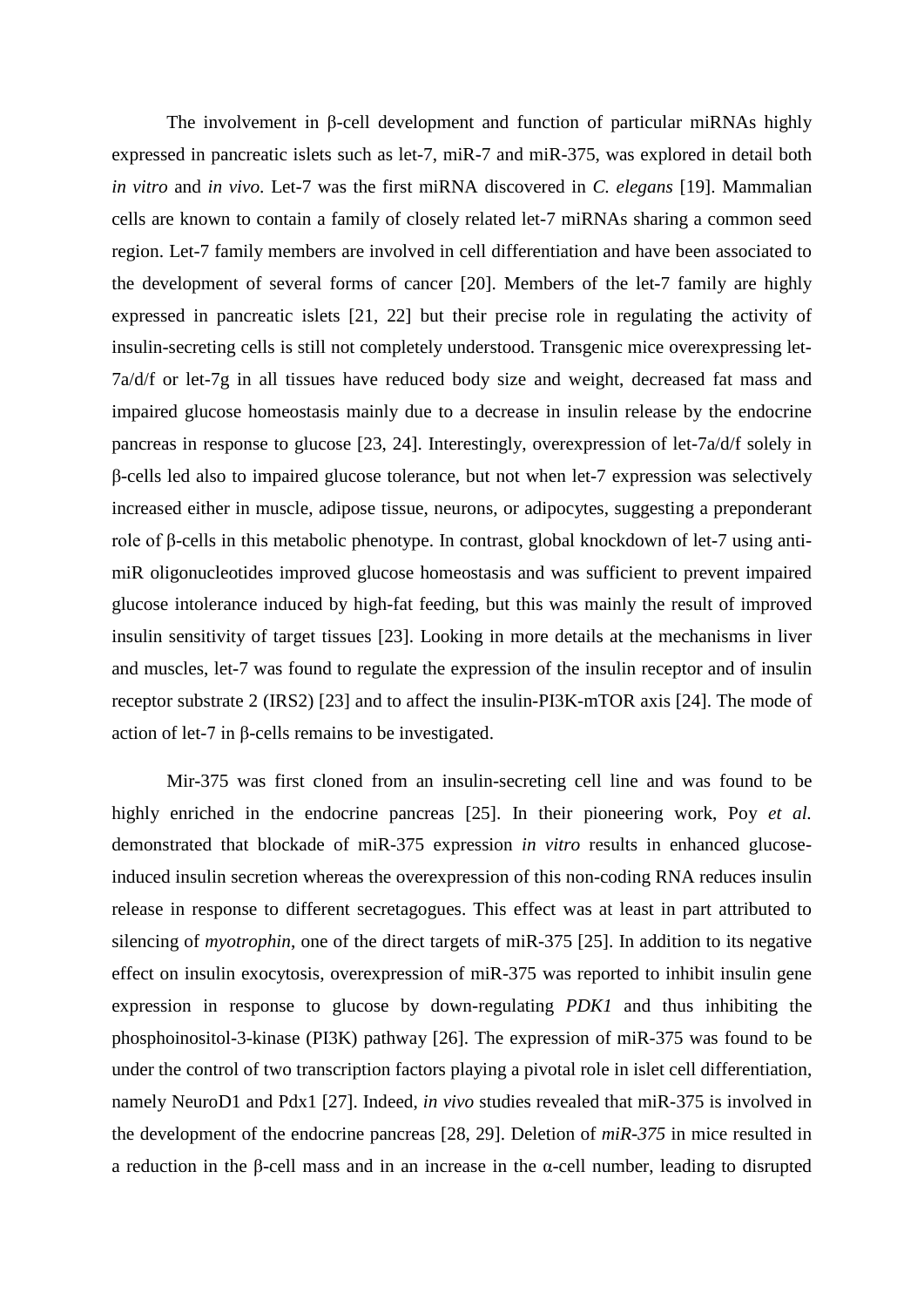The involvement in β-cell development and function of particular miRNAs highly expressed in pancreatic islets such as let-7, miR-7 and miR-375, was explored in detail both *in vitro* and *in vivo*. Let-7 was the first miRNA discovered in *C. elegans* [19]. Mammalian cells are known to contain a family of closely related let-7 miRNAs sharing a common seed region. Let-7 family members are involved in cell differentiation and have been associated to the development of several forms of cancer [20]. Members of the let-7 family are highly expressed in pancreatic islets [21, 22] but their precise role in regulating the activity of insulin-secreting cells is still not completely understood. Transgenic mice overexpressing let-7a/d/f or let-7g in all tissues have reduced body size and weight, decreased fat mass and impaired glucose homeostasis mainly due to a decrease in insulin release by the endocrine pancreas in response to glucose [23, 24]. Interestingly, overexpression of let-7a/d/f solely in β-cells led also to impaired glucose tolerance, but not when let-7 expression was selectively increased either in muscle, adipose tissue, neurons, or adipocytes, suggesting a preponderant role of β-cells in this metabolic phenotype. In contrast, global knockdown of let-7 using anti-miR oligonucleotides improved glucose homeostasis and was sufficient to prevent impaired glucose intolerance induced by high-fat feeding, but this was mainly the result of improved insulin sensitivity of target tissues [23]. Looking in more details at the mechanisms in liver and muscles, let-7 was found to regulate the expression of the insulin receptor and of insulin receptor substrate 2 (IRS2) [23] and to affect the insulin-PI3K-mTOR axis [24]. The mode of action of let-7 in β-cells remains to be investigated.

Mir-375 was first cloned from an insulin-secreting cell line and was found to be highly enriched in the endocrine pancreas [25]. In their pioneering work, Poy *et al.* demonstrated that blockade of miR-375 expression *in vitro* results in enhanced glucose-induced insulin secretion whereas the overexpression of this non-coding RNA reduces insulin release in response to different secretagogues. This effect was at least in part attributed to silencing of *myotrophin*, one of the direct targets of miR-375 [25]. In addition to its negative effect on insulin exocytosis, overexpression of miR-375 was reported to inhibit insulin gene expression in response to glucose by down-regulating *PDK1* and thus inhibiting the phosphoinositol-3-kinase (PI3K) pathway [26]. The expression of miR-375 was found to be under the control of two transcription factors playing a pivotal role in islet cell differentiation, namely NeuroD1 and Pdx1 [27]. Indeed, *in vivo* studies revealed that miR-375 is involved in the development of the endocrine pancreas [28, 29]. Deletion of *miR-375* in mice resulted in a reduction in the β-cell mass and in an increase in the α-cell number, leading to disrupted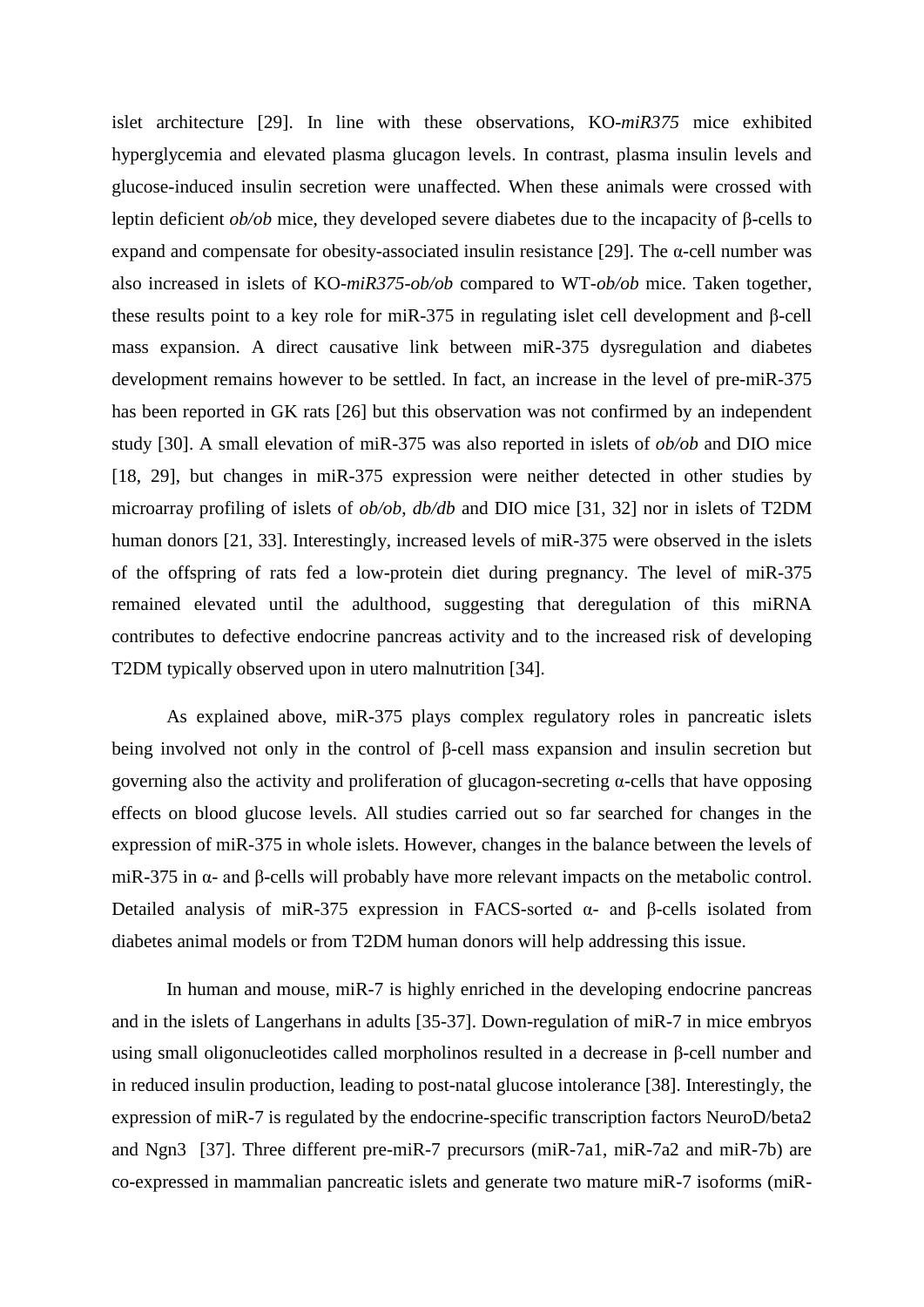islet architecture [29]. In line with these observations, KO-*miR375* mice exhibited hyperglycemia and elevated plasma glucagon levels. In contrast, plasma insulin levels and glucose-induced insulin secretion were unaffected. When these animals were crossed with leptin deficient *ob/ob* mice, they developed severe diabetes due to the incapacity of β-cells to expand and compensate for obesity-associated insulin resistance [29]. The α-cell number was also increased in islets of KO-*miR375-ob/ob* compared to WT-*ob/ob* mice. Taken together, these results point to a key role for miR-375 in regulating islet cell development and β-cell mass expansion. A direct causative link between miR-375 dysregulation and diabetes development remains however to be settled. In fact, an increase in the level of pre-miR-375 has been reported in GK rats [26] but this observation was not confirmed by an independent study [30]. A small elevation of miR-375 was also reported in islets of *ob/ob* and DIO mice [18, 29], but changes in miR-375 expression were neither detected in other studies by microarray profiling of islets of *ob/ob*, *db/db* and DIO mice [31, 32] nor in islets of T2DM human donors [21, 33]. Interestingly, increased levels of miR-375 were observed in the islets of the offspring of rats fed a low-protein diet during pregnancy. The level of miR-375 remained elevated until the adulthood, suggesting that deregulation of this miRNA contributes to defective endocrine pancreas activity and to the increased risk of developing T2DM typically observed upon in utero malnutrition [34].

As explained above, miR-375 plays complex regulatory roles in pancreatic islets being involved not only in the control of β-cell mass expansion and insulin secretion but governing also the activity and proliferation of glucagon-secreting α-cells that have opposing effects on blood glucose levels. All studies carried out so far searched for changes in the expression of miR-375 in whole islets. However, changes in the balance between the levels of miR-375 in α- and β-cells will probably have more relevant impacts on the metabolic control. Detailed analysis of miR-375 expression in FACS-sorted α- and β-cells isolated from diabetes animal models or from T2DM human donors will help addressing this issue.

In human and mouse, miR-7 is highly enriched in the developing endocrine pancreas and in the islets of Langerhans in adults [35-37]. Down-regulation of miR-7 in mice embryos using small oligonucleotides called morpholinos resulted in a decrease in β-cell number and in reduced insulin production, leading to post-natal glucose intolerance [38]. Interestingly, the expression of miR-7 is regulated by the endocrine-specific transcription factors NeuroD/beta2 and Ngn3 [37]. Three different pre-miR-7 precursors (miR-7a1, miR-7a2 and miR-7b) are co-expressed in mammalian pancreatic islets and generate two mature miR-7 isoforms (miR-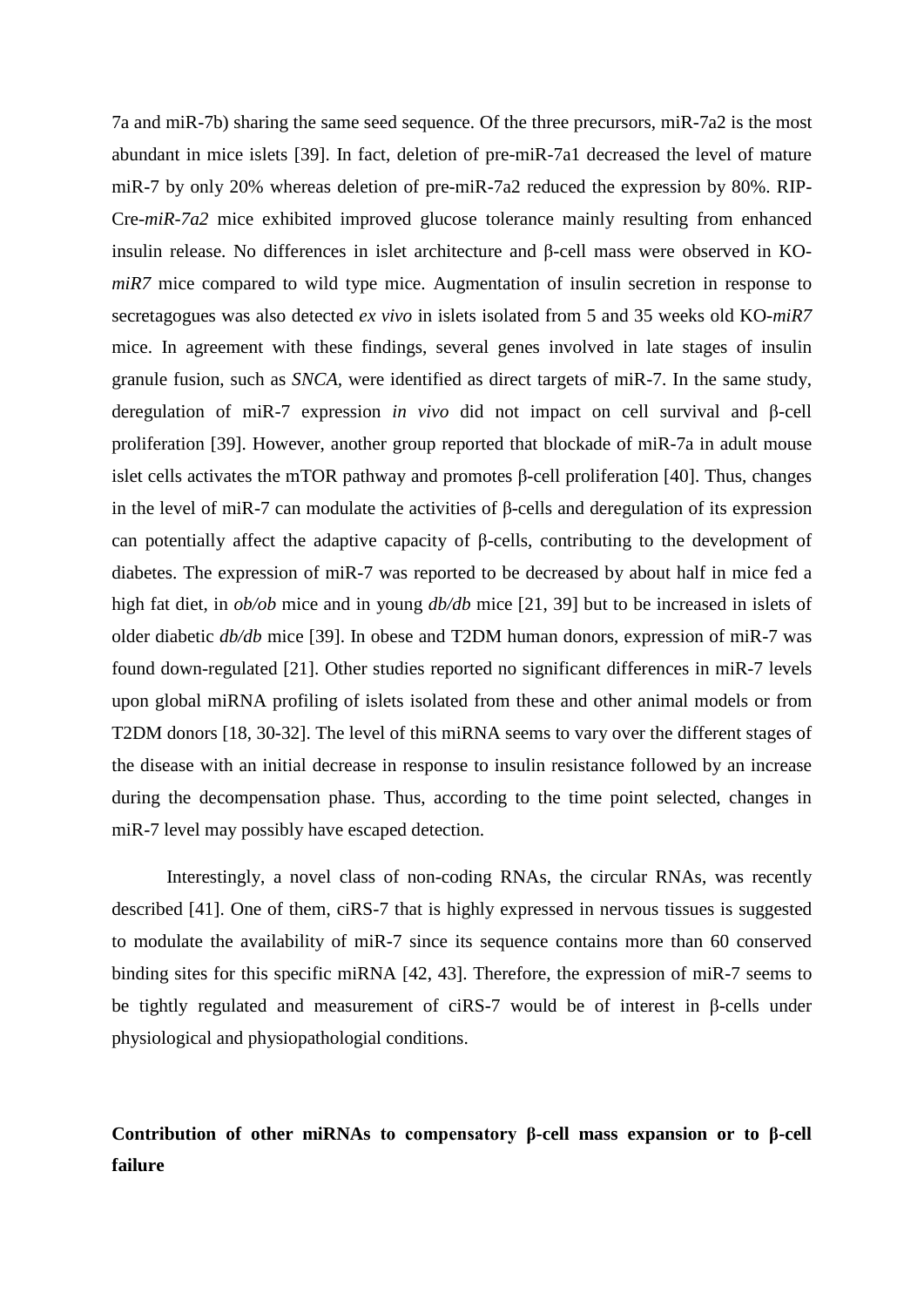7a and miR-7b) sharing the same seed sequence. Of the three precursors, miR-7a2 is the most abundant in mice islets [39]. In fact, deletion of pre-miR-7a1 decreased the level of mature miR-7 by only 20% whereas deletion of pre-miR-7a2 reduced the expression by 80%. RIP-Cre-*miR-7a2* mice exhibited improved glucose tolerance mainly resulting from enhanced insulin release. No differences in islet architecture and β-cell mass were observed in KO-*miR7* mice compared to wild type mice. Augmentation of insulin secretion in response to secretagogues was also detected *ex vivo* in islets isolated from 5 and 35 weeks old KO-*miR7* mice. In agreement with these findings, several genes involved in late stages of insulin granule fusion, such as *SNCA*, were identified as direct targets of miR-7. In the same study, deregulation of miR-7 expression *in vivo* did not impact on cell survival and β-cell proliferation [39]. However, another group reported that blockade of miR-7a in adult mouse islet cells activates the mTOR pathway and promotes β-cell proliferation [40]. Thus, changes in the level of miR-7 can modulate the activities of β-cells and deregulation of its expression can potentially affect the adaptive capacity of β-cells, contributing to the development of diabetes. The expression of miR-7 was reported to be decreased by about half in mice fed a high fat diet, in *ob/ob* mice and in young *db/db* mice [21, 39] but to be increased in islets of older diabetic *db/db* mice [39]. In obese and T2DM human donors, expression of miR-7 was found down-regulated [21]. Other studies reported no significant differences in miR-7 levels upon global miRNA profiling of islets isolated from these and other animal models or from T2DM donors [18, 30-32]. The level of this miRNA seems to vary over the different stages of the disease with an initial decrease in response to insulin resistance followed by an increase during the decompensation phase. Thus, according to the time point selected, changes in miR-7 level may possibly have escaped detection.

Interestingly, a novel class of non-coding RNAs, the circular RNAs, was recently described [41]. One of them, ciRS-7 that is highly expressed in nervous tissues is suggested to modulate the availability of miR-7 since its sequence contains more than 60 conserved binding sites for this specific miRNA [42, 43]. Therefore, the expression of miR-7 seems to be tightly regulated and measurement of ciRS-7 would be of interest in β-cells under physiological and physiopathologial conditions.

## Contribution of other miRNAs to compensatory β-cell mass expansion or to β-cell failure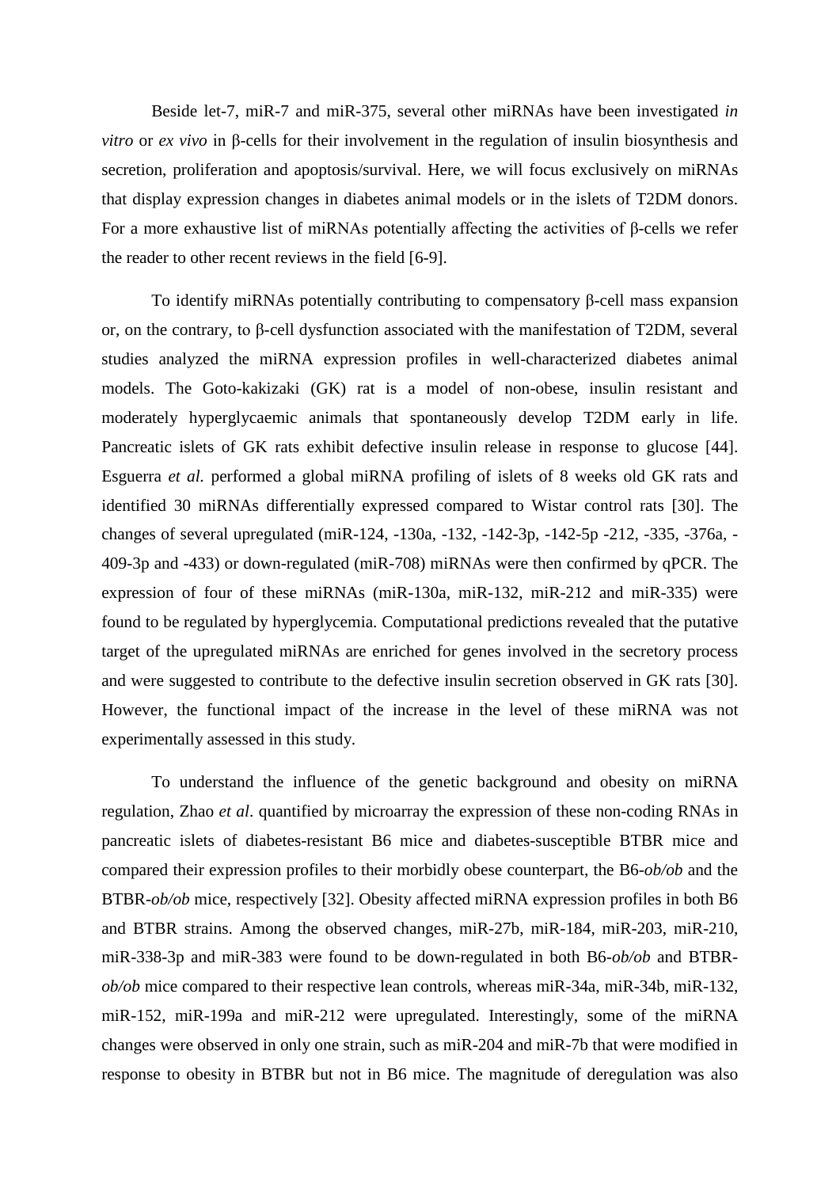Beside let-7, miR-7 and miR-375, several other miRNAs have been investigated *in vitro* or *ex vivo* in β-cells for their involvement in the regulation of insulin biosynthesis and secretion, proliferation and apoptosis/survival. Here, we will focus exclusively on miRNAs that display expression changes in diabetes animal models or in the islets of T2DM donors. For a more exhaustive list of miRNAs potentially affecting the activities of β-cells we refer the reader to other recent reviews in the field [6-9].

To identify miRNAs potentially contributing to compensatory β-cell mass expansion or, on the contrary, to β-cell dysfunction associated with the manifestation of T2DM, several studies analyzed the miRNA expression profiles in well-characterized diabetes animal models. The Goto-kakizaki (GK) rat is a model of non-obese, insulin resistant and moderately hyperglycaemic animals that spontaneously develop T2DM early in life. Pancreatic islets of GK rats exhibit defective insulin release in response to glucose [44]. Esguerra *et al.* performed a global miRNA profiling of islets of 8 weeks old GK rats and identified 30 miRNAs differentially expressed compared to Wistar control rats [30]. The changes of several upregulated (miR-124, -130a, -132, -142-3p, -142-5p -212, -335, -376a, -409-3p and -433) or down-regulated (miR-708) miRNAs were then confirmed by qPCR. The expression of four of these miRNAs (miR-130a, miR-132, miR-212 and miR-335) were found to be regulated by hyperglycemia. Computational predictions revealed that the putative target of the upregulated miRNAs are enriched for genes involved in the secretory process and were suggested to contribute to the defective insulin secretion observed in GK rats [30]. However, the functional impact of the increase in the level of these miRNA was not experimentally assessed in this study.

To understand the influence of the genetic background and obesity on miRNA regulation, Zhao *et al*. quantified by microarray the expression of these non-coding RNAs in pancreatic islets of diabetes-resistant B6 mice and diabetes-susceptible BTBR mice and compared their expression profiles to their morbidly obese counterpart, the B6-*ob/ob* and the BTBR-*ob/ob* mice, respectively [32]. Obesity affected miRNA expression profiles in both B6 and BTBR strains. Among the observed changes, miR-27b, miR-184, miR-203, miR-210, miR-338-3p and miR-383 were found to be down-regulated in both B6-*ob/ob* and BTBR-*ob/ob* mice compared to their respective lean controls, whereas miR-34a, miR-34b, miR-132, miR-152, miR-199a and miR-212 were upregulated. Interestingly, some of the miRNA changes were observed in only one strain, such as miR-204 and miR-7b that were modified in response to obesity in BTBR but not in B6 mice. The magnitude of deregulation was also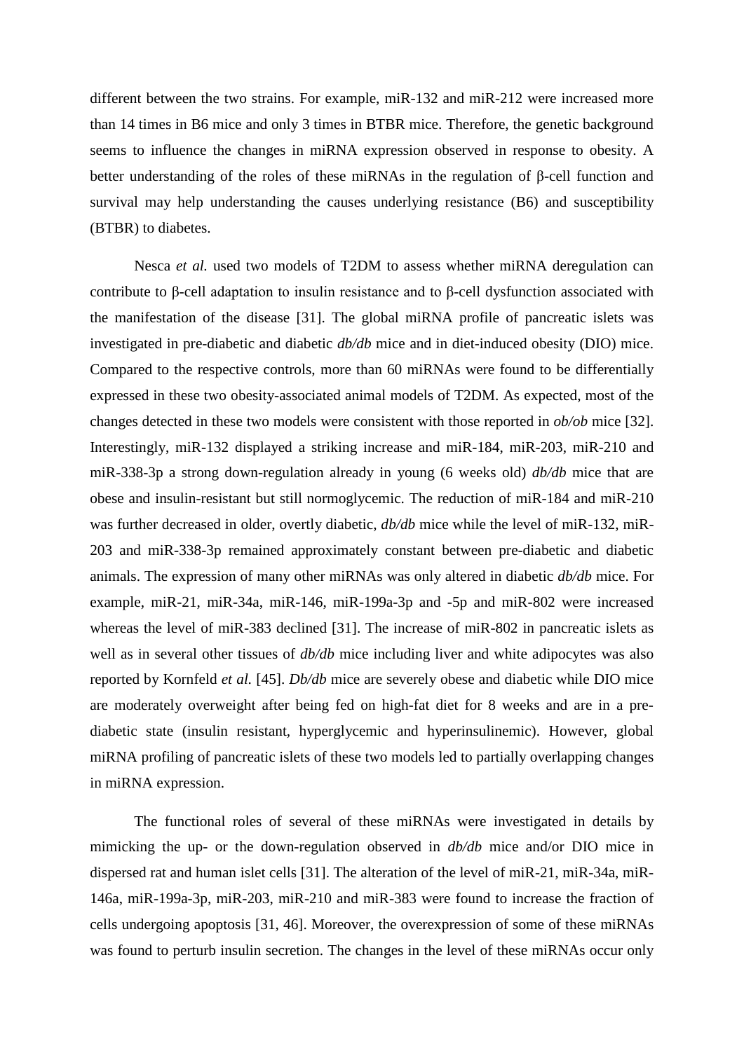different between the two strains. For example, miR-132 and miR-212 were increased more than 14 times in B6 mice and only 3 times in BTBR mice. Therefore, the genetic background seems to influence the changes in miRNA expression observed in response to obesity. A better understanding of the roles of these miRNAs in the regulation of β-cell function and survival may help understanding the causes underlying resistance (B6) and susceptibility (BTBR) to diabetes.

Nesca *et al.* used two models of T2DM to assess whether miRNA deregulation can contribute to β-cell adaptation to insulin resistance and to β-cell dysfunction associated with the manifestation of the disease [31]. The global miRNA profile of pancreatic islets was investigated in pre-diabetic and diabetic *db/db* mice and in diet-induced obesity (DIO) mice. Compared to the respective controls, more than 60 miRNAs were found to be differentially expressed in these two obesity-associated animal models of T2DM. As expected, most of the changes detected in these two models were consistent with those reported in *ob/ob* mice [32]. Interestingly, miR-132 displayed a striking increase and miR-184, miR-203, miR-210 and miR-338-3p a strong down-regulation already in young (6 weeks old) *db/db* mice that are obese and insulin-resistant but still normoglycemic. The reduction of miR-184 and miR-210 was further decreased in older, overtly diabetic, *db/db* mice while the level of miR-132, miR-203 and miR-338-3p remained approximately constant between pre-diabetic and diabetic animals. The expression of many other miRNAs was only altered in diabetic *db/db* mice. For example, miR-21, miR-34a, miR-146, miR-199a-3p and -5p and miR-802 were increased whereas the level of miR-383 declined [31]. The increase of miR-802 in pancreatic islets as well as in several other tissues of *db/db* mice including liver and white adipocytes was also reported by Kornfeld *et al.* [45]. *Db/db* mice are severely obese and diabetic while DIO mice are moderately overweight after being fed on high-fat diet for 8 weeks and are in a pre-diabetic state (insulin resistant, hyperglycemic and hyperinsulinemic). However, global miRNA profiling of pancreatic islets of these two models led to partially overlapping changes in miRNA expression.

The functional roles of several of these miRNAs were investigated in details by mimicking the up- or the down-regulation observed in *db/db* mice and/or DIO mice in dispersed rat and human islet cells [31]. The alteration of the level of miR-21, miR-34a, miR-146a, miR-199a-3p, miR-203, miR-210 and miR-383 were found to increase the fraction of cells undergoing apoptosis [31, 46]. Moreover, the overexpression of some of these miRNAs was found to perturb insulin secretion. The changes in the level of these miRNAs occur only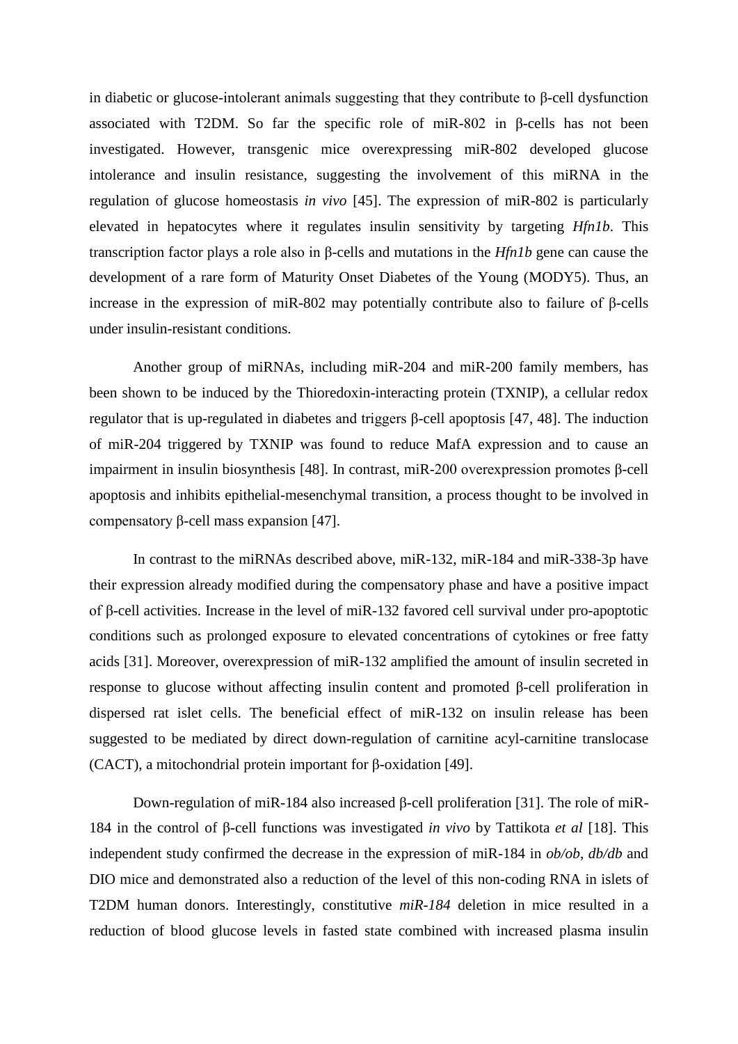in diabetic or glucose-intolerant animals suggesting that they contribute to β-cell dysfunction associated with T2DM. So far the specific role of miR-802 in β-cells has not been investigated. However, transgenic mice overexpressing miR-802 developed glucose intolerance and insulin resistance, suggesting the involvement of this miRNA in the regulation of glucose homeostasis *in vivo* [45]. The expression of miR-802 is particularly elevated in hepatocytes where it regulates insulin sensitivity by targeting *Hfn1b*. This transcription factor plays a role also in β-cells and mutations in the *Hfn1b* gene can cause the development of a rare form of Maturity Onset Diabetes of the Young (MODY5). Thus, an increase in the expression of miR-802 may potentially contribute also to failure of β-cells under insulin-resistant conditions.

Another group of miRNAs, including miR-204 and miR-200 family members, has been shown to be induced by the Thioredoxin-interacting protein (TXNIP), a cellular redox regulator that is up-regulated in diabetes and triggers β-cell apoptosis [47, 48]. The induction of miR-204 triggered by TXNIP was found to reduce MafA expression and to cause an impairment in insulin biosynthesis [48]. In contrast, miR-200 overexpression promotes β-cell apoptosis and inhibits epithelial-mesenchymal transition, a process thought to be involved in compensatory β-cell mass expansion [47].

In contrast to the miRNAs described above, miR-132, miR-184 and miR-338-3p have their expression already modified during the compensatory phase and have a positive impact of β-cell activities. Increase in the level of miR-132 favored cell survival under pro-apoptotic conditions such as prolonged exposure to elevated concentrations of cytokines or free fatty acids [31]. Moreover, overexpression of miR-132 amplified the amount of insulin secreted in response to glucose without affecting insulin content and promoted β-cell proliferation in dispersed rat islet cells. The beneficial effect of miR-132 on insulin release has been suggested to be mediated by direct down-regulation of carnitine acyl-carnitine translocase (CACT), a mitochondrial protein important for β-oxidation [49].

Down-regulation of miR-184 also increased β-cell proliferation [31]. The role of miR-184 in the control of β-cell functions was investigated *in vivo* by Tattikota *et al* [18]. This independent study confirmed the decrease in the expression of miR-184 in *ob/ob*, *db/db* and DIO mice and demonstrated also a reduction of the level of this non-coding RNA in islets of T2DM human donors. Interestingly, constitutive *miR-184* deletion in mice resulted in a reduction of blood glucose levels in fasted state combined with increased plasma insulin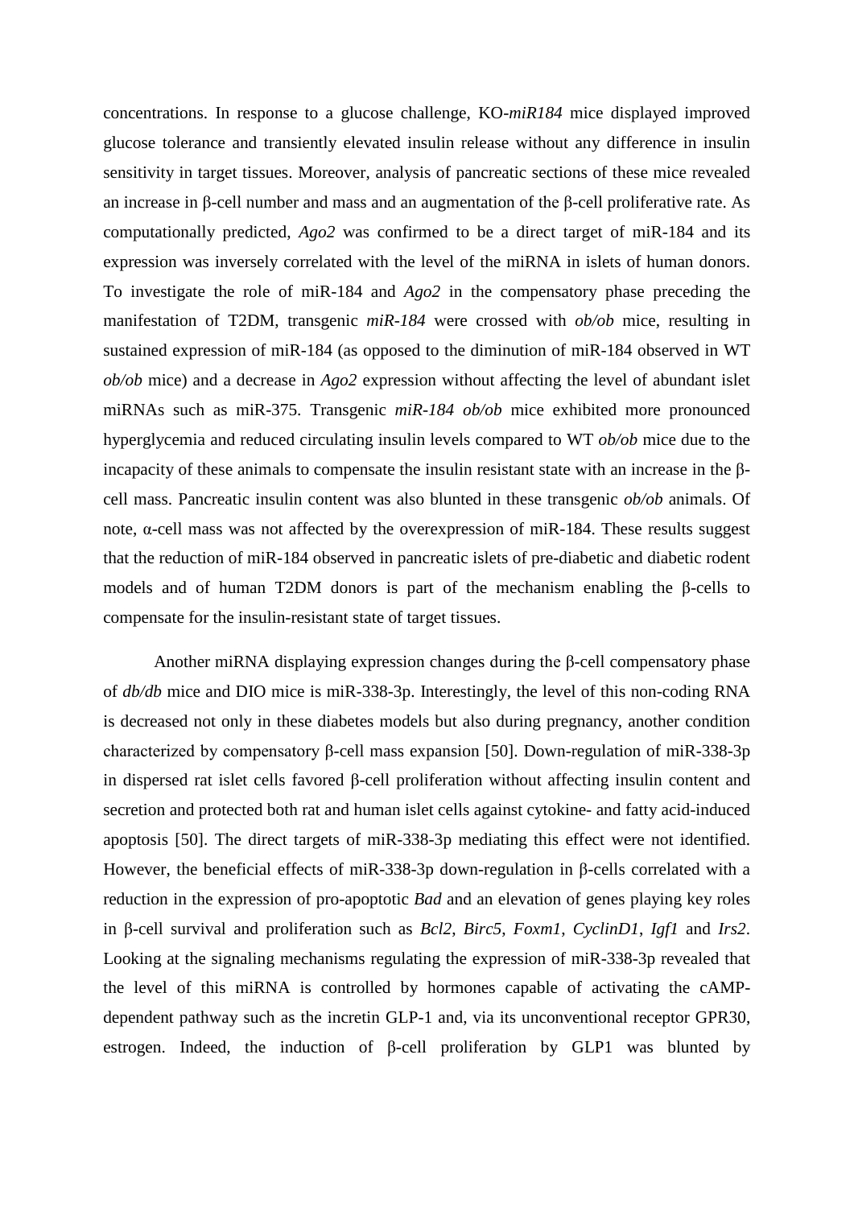concentrations. In response to a glucose challenge, KO-*miR184* mice displayed improved glucose tolerance and transiently elevated insulin release without any difference in insulin sensitivity in target tissues. Moreover, analysis of pancreatic sections of these mice revealed an increase in β-cell number and mass and an augmentation of the β-cell proliferative rate. As computationally predicted, *Ago2* was confirmed to be a direct target of miR-184 and its expression was inversely correlated with the level of the miRNA in islets of human donors. To investigate the role of miR-184 and *Ago2* in the compensatory phase preceding the manifestation of T2DM, transgenic *miR-184* were crossed with *ob/ob* mice, resulting in sustained expression of miR-184 (as opposed to the diminution of miR-184 observed in WT *ob/ob* mice) and a decrease in *Ago2* expression without affecting the level of abundant islet miRNAs such as miR-375. Transgenic *miR-184 ob/ob* mice exhibited more pronounced hyperglycemia and reduced circulating insulin levels compared to WT *ob/ob* mice due to the incapacity of these animals to compensate the insulin resistant state with an increase in the β-cell mass. Pancreatic insulin content was also blunted in these transgenic *ob/ob* animals. Of note, α-cell mass was not affected by the overexpression of miR-184. These results suggest that the reduction of miR-184 observed in pancreatic islets of pre-diabetic and diabetic rodent models and of human T2DM donors is part of the mechanism enabling the β-cells to compensate for the insulin-resistant state of target tissues.

Another miRNA displaying expression changes during the β-cell compensatory phase of *db/db* mice and DIO mice is miR-338-3p. Interestingly, the level of this non-coding RNA is decreased not only in these diabetes models but also during pregnancy, another condition characterized by compensatory β-cell mass expansion [50]. Down-regulation of miR-338-3p in dispersed rat islet cells favored β-cell proliferation without affecting insulin content and secretion and protected both rat and human islet cells against cytokine- and fatty acid-induced apoptosis [50]. The direct targets of miR-338-3p mediating this effect were not identified. However, the beneficial effects of miR-338-3p down-regulation in β-cells correlated with a reduction in the expression of pro-apoptotic *Bad* and an elevation of genes playing key roles in β-cell survival and proliferation such as *Bcl2*, *Birc5*, *Foxm1*, *CyclinD1*, *Igf1* and *Irs2*. Looking at the signaling mechanisms regulating the expression of miR-338-3p revealed that the level of this miRNA is controlled by hormones capable of activating the cAMP-dependent pathway such as the incretin GLP-1 and, via its unconventional receptor GPR30, estrogen. Indeed, the induction of β-cell proliferation by GLP1 was blunted by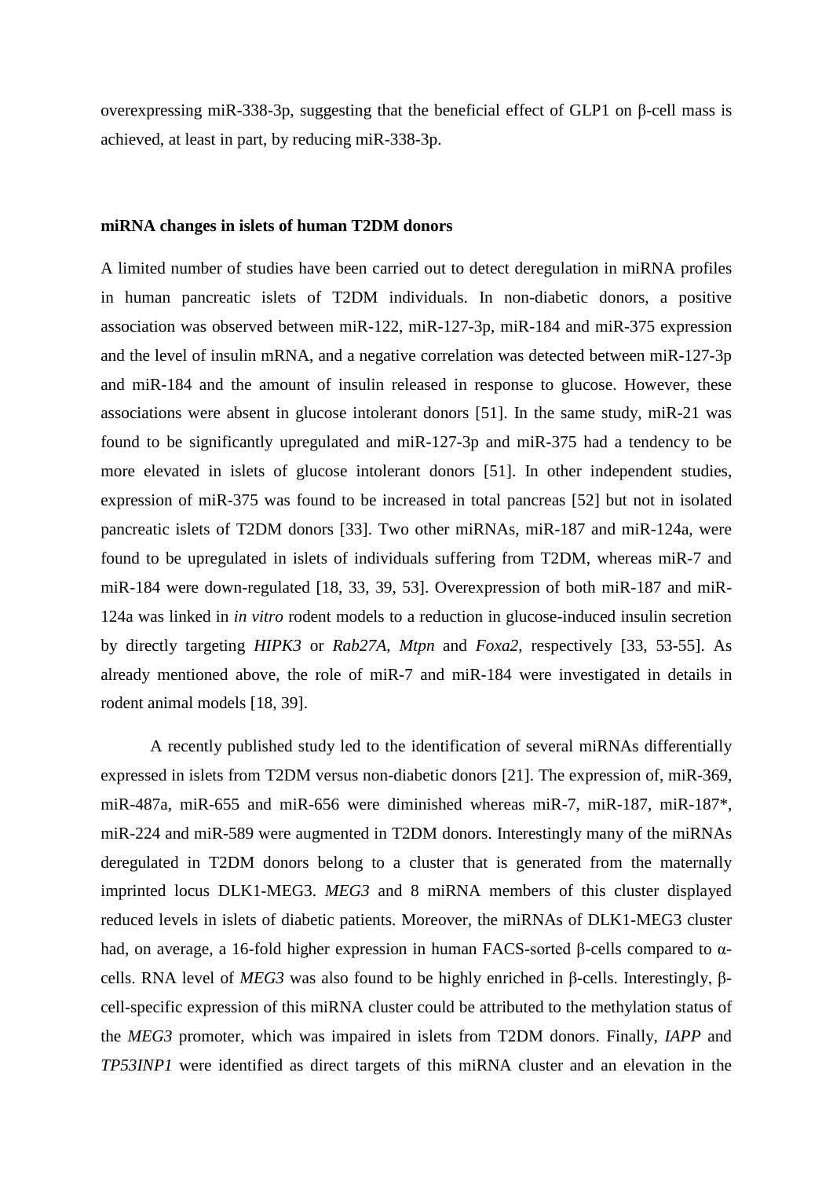overexpressing miR-338-3p, suggesting that the beneficial effect of GLP1 on β-cell mass is achieved, at least in part, by reducing miR-338-3p.

**miRNA changes in islets of human T2DM donors**

A limited number of studies have been carried out to detect deregulation in miRNA profiles in human pancreatic islets of T2DM individuals. In non-diabetic donors, a positive association was observed between miR-122, miR-127-3p, miR-184 and miR-375 expression and the level of insulin mRNA, and a negative correlation was detected between miR-127-3p and miR-184 and the amount of insulin released in response to glucose. However, these associations were absent in glucose intolerant donors [51]. In the same study, miR-21 was found to be significantly upregulated and miR-127-3p and miR-375 had a tendency to be more elevated in islets of glucose intolerant donors [51]. In other independent studies, expression of miR-375 was found to be increased in total pancreas [52] but not in isolated pancreatic islets of T2DM donors [33]. Two other miRNAs, miR-187 and miR-124a, were found to be upregulated in islets of individuals suffering from T2DM, whereas miR-7 and miR-184 were down-regulated [18, 33, 39, 53]. Overexpression of both miR-187 and miR-124a was linked in *in vitro* rodent models to a reduction in glucose-induced insulin secretion by directly targeting *HIPK3* or *Rab27A*, *Mtpn* and *Foxa2*, respectively [33, 53-55]. As already mentioned above, the role of miR-7 and miR-184 were investigated in details in rodent animal models [18, 39].

A recently published study led to the identification of several miRNAs differentially expressed in islets from T2DM versus non-diabetic donors [21]. The expression of, miR-369, miR-487a, miR-655 and miR-656 were diminished whereas miR-7, miR-187, miR-187*, miR-224 and miR-589 were augmented in T2DM donors. Interestingly many of the miRNAs deregulated in T2DM donors belong to a cluster that is generated from the maternally imprinted locus DLK1-MEG3. *MEG3* and 8 miRNA members of this cluster displayed reduced levels in islets of diabetic patients. Moreover, the miRNAs of DLK1-MEG3 cluster had, on average, a 16-fold higher expression in human FACS-sorted β-cells compared to α-cells. RNA level of *MEG3* was also found to be highly enriched in β-cells. Interestingly, β-cell-specific expression of this miRNA cluster could be attributed to the methylation status of the *MEG3* promoter, which was impaired in islets from T2DM donors. Finally, *IAPP* and *TP53INP1* were identified as direct targets of this miRNA cluster and an elevation in the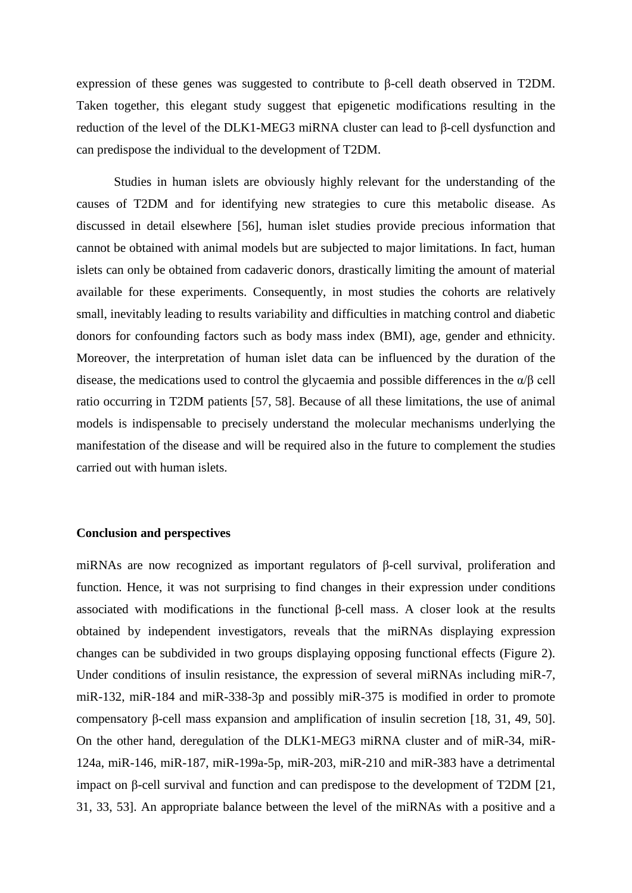expression of these genes was suggested to contribute to β-cell death observed in T2DM. Taken together, this elegant study suggest that epigenetic modifications resulting in the reduction of the level of the DLK1-MEG3 miRNA cluster can lead to β-cell dysfunction and can predispose the individual to the development of T2DM.

Studies in human islets are obviously highly relevant for the understanding of the causes of T2DM and for identifying new strategies to cure this metabolic disease. As discussed in detail elsewhere [56], human islet studies provide precious information that cannot be obtained with animal models but are subjected to major limitations. In fact, human islets can only be obtained from cadaveric donors, drastically limiting the amount of material available for these experiments. Consequently, in most studies the cohorts are relatively small, inevitably leading to results variability and difficulties in matching control and diabetic donors for confounding factors such as body mass index (BMI), age, gender and ethnicity. Moreover, the interpretation of human islet data can be influenced by the duration of the disease, the medications used to control the glycaemia and possible differences in the α/β cell ratio occurring in T2DM patients [57, 58]. Because of all these limitations, the use of animal models is indispensable to precisely understand the molecular mechanisms underlying the manifestation of the disease and will be required also in the future to complement the studies carried out with human islets.

## Conclusion and perspectives

miRNAs are now recognized as important regulators of β-cell survival, proliferation and function. Hence, it was not surprising to find changes in their expression under conditions associated with modifications in the functional β-cell mass. A closer look at the results obtained by independent investigators, reveals that the miRNAs displaying expression changes can be subdivided in two groups displaying opposing functional effects (Figure 2). Under conditions of insulin resistance, the expression of several miRNAs including miR-7, miR-132, miR-184 and miR-338-3p and possibly miR-375 is modified in order to promote compensatory β-cell mass expansion and amplification of insulin secretion [18, 31, 49, 50]. On the other hand, deregulation of the DLK1-MEG3 miRNA cluster and of miR-34, miR-124a, miR-146, miR-187, miR-199a-5p, miR-203, miR-210 and miR-383 have a detrimental impact on β-cell survival and function and can predispose to the development of T2DM [21, 31, 33, 53]. An appropriate balance between the level of the miRNAs with a positive and a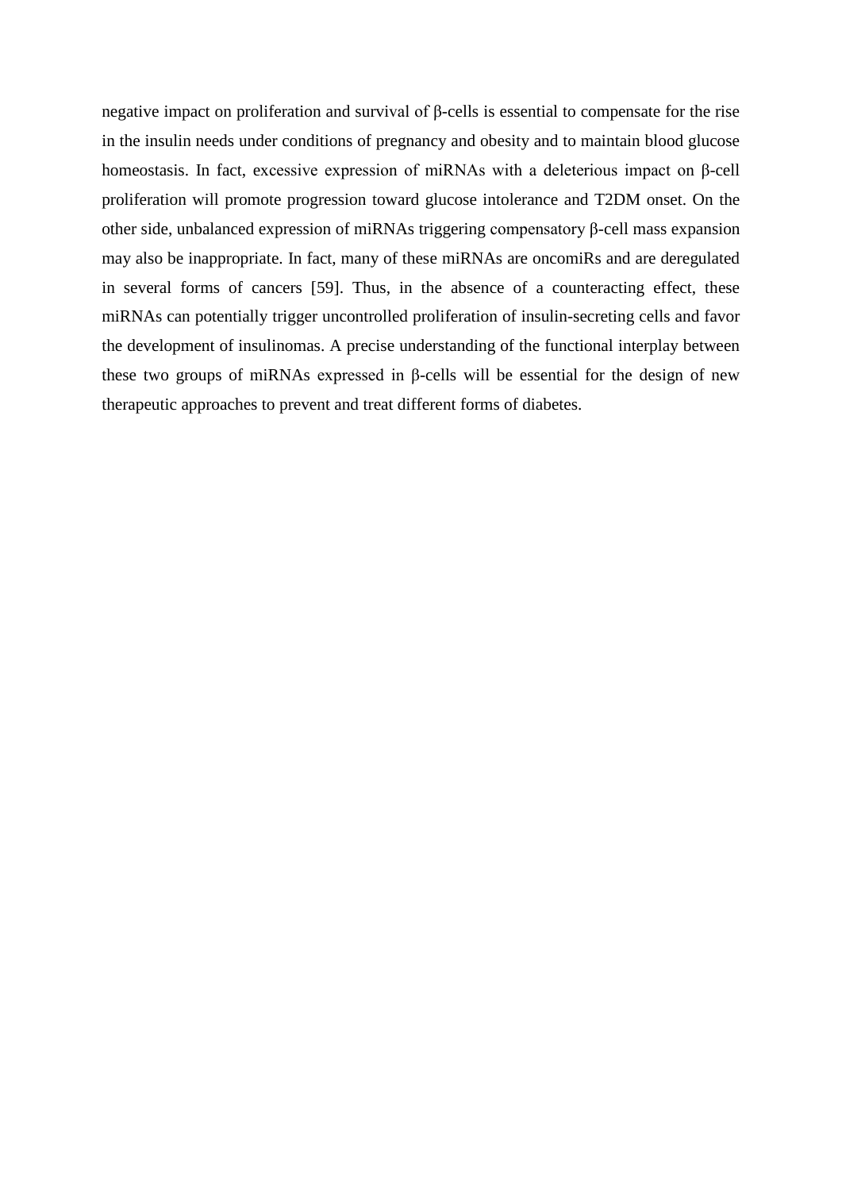negative impact on proliferation and survival of β-cells is essential to compensate for the rise in the insulin needs under conditions of pregnancy and obesity and to maintain blood glucose homeostasis. In fact, excessive expression of miRNAs with a deleterious impact on β-cell proliferation will promote progression toward glucose intolerance and T2DM onset. On the other side, unbalanced expression of miRNAs triggering compensatory β-cell mass expansion may also be inappropriate. In fact, many of these miRNAs are oncomiRs and are deregulated in several forms of cancers [59]. Thus, in the absence of a counteracting effect, these miRNAs can potentially trigger uncontrolled proliferation of insulin-secreting cells and favor the development of insulinomas. A precise understanding of the functional interplay between these two groups of miRNAs expressed in β-cells will be essential for the design of new therapeutic approaches to prevent and treat different forms of diabetes.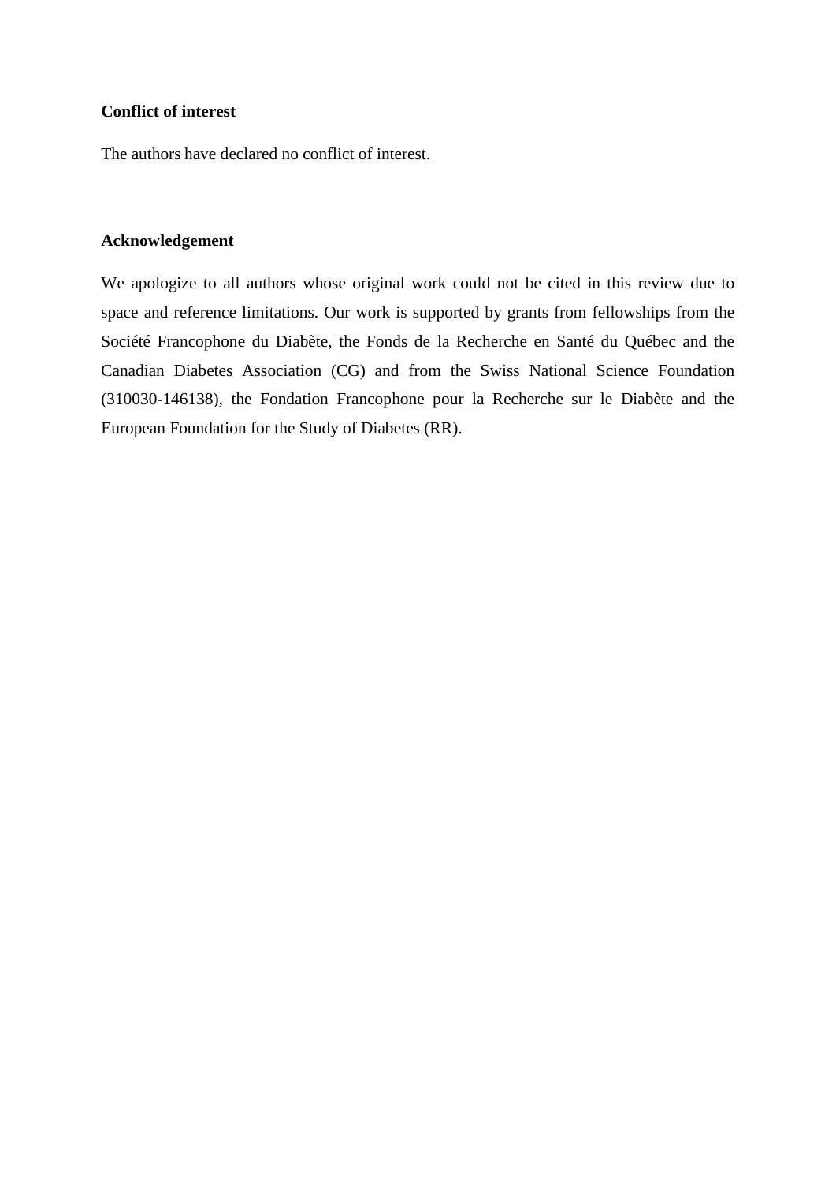**Conflict of interest**

The authors have declared no conflict of interest.

**Acknowledgement**

We apologize to all authors whose original work could not be cited in this review due to space and reference limitations. Our work is supported by grants from fellowships from the Société Francophone du Diabète, the Fonds de la Recherche en Santé du Québec and the Canadian Diabetes Association (CG) and from the Swiss National Science Foundation (310030-146138), the Fondation Francophone pour la Recherche sur le Diabète and the European Foundation for the Study of Diabetes (RR).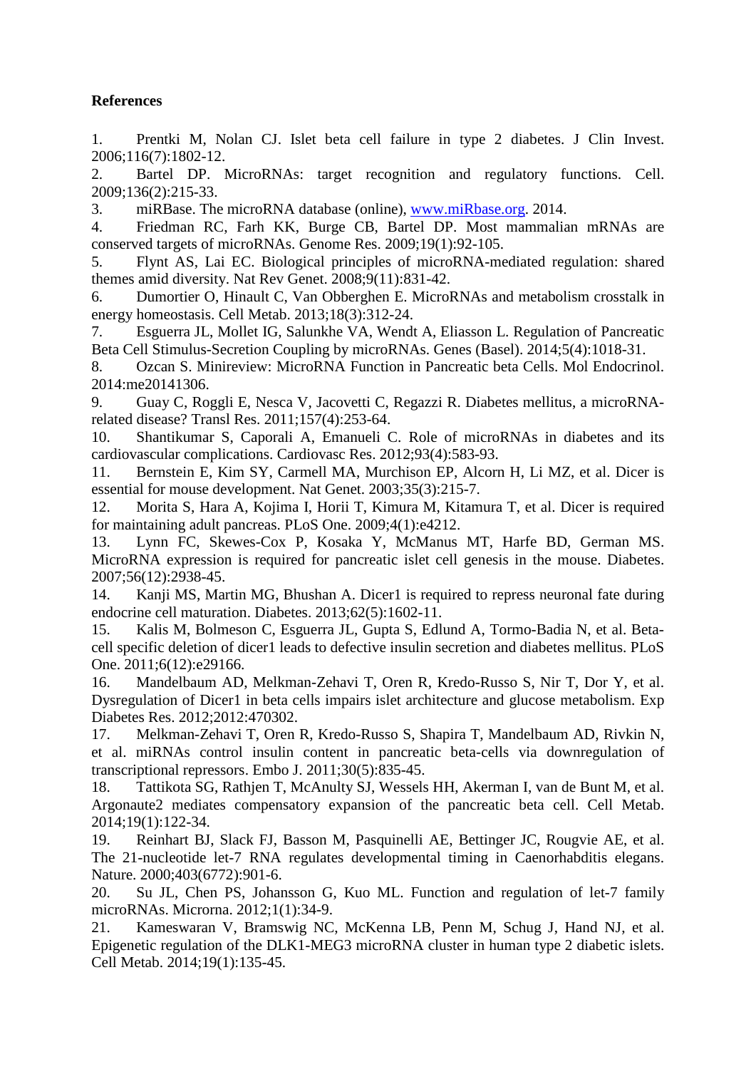**References**

1. Prentki M, Nolan CJ. Islet beta cell failure in type 2 diabetes. J Clin Invest. 2006;116(7):1802-12.
2. Bartel DP. MicroRNAs: target recognition and regulatory functions. Cell. 2009;136(2):215-33.
3. miRBase. The microRNA database (online), www.miRbase.org. 2014.
4. Friedman RC, Farh KK, Burge CB, Bartel DP. Most mammalian mRNAs are conserved targets of microRNAs. Genome Res. 2009;19(1):92-105.
5. Flynt AS, Lai EC. Biological principles of microRNA-mediated regulation: shared themes amid diversity. Nat Rev Genet. 2008;9(11):831-42.
6. Dumortier O, Hinault C, Van Obberghen E. MicroRNAs and metabolism crosstalk in energy homeostasis. Cell Metab. 2013;18(3):312-24.
7. Esguerra JL, Mollet IG, Salunkhe VA, Wendt A, Eliasson L. Regulation of Pancreatic Beta Cell Stimulus-Secretion Coupling by microRNAs. Genes (Basel). 2014;5(4):1018-31.
8. Ozcan S. Minireview: MicroRNA Function in Pancreatic beta Cells. Mol Endocrinol. 2014:me20141306.
9. Guay C, Roggli E, Nesca V, Jacovetti C, Regazzi R. Diabetes mellitus, a microRNA-related disease? Transl Res. 2011;157(4):253-64.
10. Shantikumar S, Caporali A, Emanueli C. Role of microRNAs in diabetes and its cardiovascular complications. Cardiovasc Res. 2012;93(4):583-93.
11. Bernstein E, Kim SY, Carmell MA, Murchison EP, Alcorn H, Li MZ, et al. Dicer is essential for mouse development. Nat Genet. 2003;35(3):215-7.
12. Morita S, Hara A, Kojima I, Horii T, Kimura M, Kitamura T, et al. Dicer is required for maintaining adult pancreas. PLoS One. 2009;4(1):e4212.
13. Lynn FC, Skewes-Cox P, Kosaka Y, McManus MT, Harfe BD, German MS. MicroRNA expression is required for pancreatic islet cell genesis in the mouse. Diabetes. 2007;56(12):2938-45.
14. Kanji MS, Martin MG, Bhushan A. Dicer1 is required to repress neuronal fate during endocrine cell maturation. Diabetes. 2013;62(5):1602-11.
15. Kalis M, Bolmeson C, Esguerra JL, Gupta S, Edlund A, Tormo-Badia N, et al. Beta-cell specific deletion of dicer1 leads to defective insulin secretion and diabetes mellitus. PLoS One. 2011;6(12):e29166.
16. Mandelbaum AD, Melkman-Zehavi T, Oren R, Kredo-Russo S, Nir T, Dor Y, et al. Dysregulation of Dicer1 in beta cells impairs islet architecture and glucose metabolism. Exp Diabetes Res. 2012;2012:470302.
17. Melkman-Zehavi T, Oren R, Kredo-Russo S, Shapira T, Mandelbaum AD, Rivkin N, et al. miRNAs control insulin content in pancreatic beta-cells via downregulation of transcriptional repressors. Embo J. 2011;30(5):835-45.
18. Tattikota SG, Rathjen T, McAnulty SJ, Wessels HH, Akerman I, van de Bunt M, et al. Argonaute2 mediates compensatory expansion of the pancreatic beta cell. Cell Metab. 2014;19(1):122-34.
19. Reinhart BJ, Slack FJ, Basson M, Pasquinelli AE, Bettinger JC, Rougvie AE, et al. The 21-nucleotide let-7 RNA regulates developmental timing in Caenorhabditis elegans. Nature. 2000;403(6772):901-6.
20. Su JL, Chen PS, Johansson G, Kuo ML. Function and regulation of let-7 family microRNAs. Microrna. 2012;1(1):34-9.
21. Kameswaran V, Bramswig NC, McKenna LB, Penn M, Schug J, Hand NJ, et al. Epigenetic regulation of the DLK1-MEG3 microRNA cluster in human type 2 diabetic islets. Cell Metab. 2014;19(1):135-45.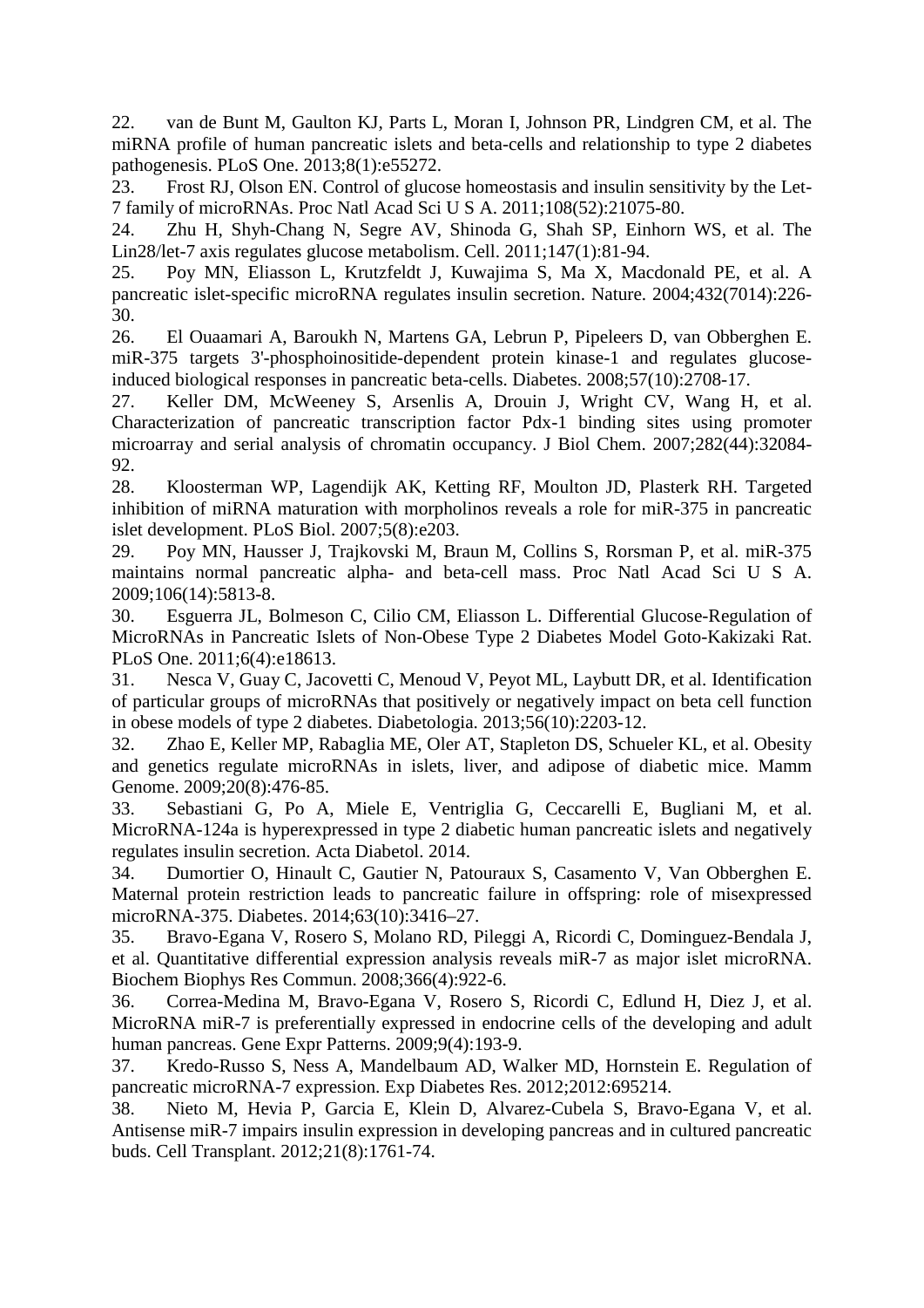22. van de Bunt M, Gaulton KJ, Parts L, Moran I, Johnson PR, Lindgren CM, et al. The miRNA profile of human pancreatic islets and beta-cells and relationship to type 2 diabetes pathogenesis. PLoS One. 2013;8(1):e55272.
23. Frost RJ, Olson EN. Control of glucose homeostasis and insulin sensitivity by the Let-7 family of microRNAs. Proc Natl Acad Sci U S A. 2011;108(52):21075-80.
24. Zhu H, Shyh-Chang N, Segre AV, Shinoda G, Shah SP, Einhorn WS, et al. The Lin28/let-7 axis regulates glucose metabolism. Cell. 2011;147(1):81-94.
25. Poy MN, Eliasson L, Krutzfeldt J, Kuwajima S, Ma X, Macdonald PE, et al. A pancreatic islet-specific microRNA regulates insulin secretion. Nature. 2004;432(7014):226-30.
26. El Ouaamari A, Baroukh N, Martens GA, Lebrun P, Pipeleers D, van Obberghen E. miR-375 targets 3'-phosphoinositide-dependent protein kinase-1 and regulates glucose-induced biological responses in pancreatic beta-cells. Diabetes. 2008;57(10):2708-17.
27. Keller DM, McWeeney S, Arsenlis A, Drouin J, Wright CV, Wang H, et al. Characterization of pancreatic transcription factor Pdx-1 binding sites using promoter microarray and serial analysis of chromatin occupancy. J Biol Chem. 2007;282(44):32084-92.
28. Kloosterman WP, Lagendijk AK, Ketting RF, Moulton JD, Plasterk RH. Targeted inhibition of miRNA maturation with morpholinos reveals a role for miR-375 in pancreatic islet development. PLoS Biol. 2007;5(8):e203.
29. Poy MN, Hausser J, Trajkovski M, Braun M, Collins S, Rorsman P, et al. miR-375 maintains normal pancreatic alpha- and beta-cell mass. Proc Natl Acad Sci U S A. 2009;106(14):5813-8.
30. Esguerra JL, Bolmeson C, Cilio CM, Eliasson L. Differential Glucose-Regulation of MicroRNAs in Pancreatic Islets of Non-Obese Type 2 Diabetes Model Goto-Kakizaki Rat. PLoS One. 2011;6(4):e18613.
31. Nesca V, Guay C, Jacovetti C, Menoud V, Peyot ML, Laybutt DR, et al. Identification of particular groups of microRNAs that positively or negatively impact on beta cell function in obese models of type 2 diabetes. Diabetologia. 2013;56(10):2203-12.
32. Zhao E, Keller MP, Rabaglia ME, Oler AT, Stapleton DS, Schueler KL, et al. Obesity and genetics regulate microRNAs in islets, liver, and adipose of diabetic mice. Mamm Genome. 2009;20(8):476-85.
33. Sebastiani G, Po A, Miele E, Ventriglia G, Ceccarelli E, Bugliani M, et al. MicroRNA-124a is hyperexpressed in type 2 diabetic human pancreatic islets and negatively regulates insulin secretion. Acta Diabetol. 2014.
34. Dumortier O, Hinault C, Gautier N, Patouraux S, Casamento V, Van Obberghen E. Maternal protein restriction leads to pancreatic failure in offspring: role of misexpressed microRNA-375. Diabetes. 2014;63(10):3416–27.
35. Bravo-Egana V, Rosero S, Molano RD, Pileggi A, Ricordi C, Dominguez-Bendala J, et al. Quantitative differential expression analysis reveals miR-7 as major islet microRNA. Biochem Biophys Res Commun. 2008;366(4):922-6.
36. Correa-Medina M, Bravo-Egana V, Rosero S, Ricordi C, Edlund H, Diez J, et al. MicroRNA miR-7 is preferentially expressed in endocrine cells of the developing and adult human pancreas. Gene Expr Patterns. 2009;9(4):193-9.
37. Kredo-Russo S, Ness A, Mandelbaum AD, Walker MD, Hornstein E. Regulation of pancreatic microRNA-7 expression. Exp Diabetes Res. 2012;2012:695214.
38. Nieto M, Hevia P, Garcia E, Klein D, Alvarez-Cubela S, Bravo-Egana V, et al. Antisense miR-7 impairs insulin expression in developing pancreas and in cultured pancreatic buds. Cell Transplant. 2012;21(8):1761-74.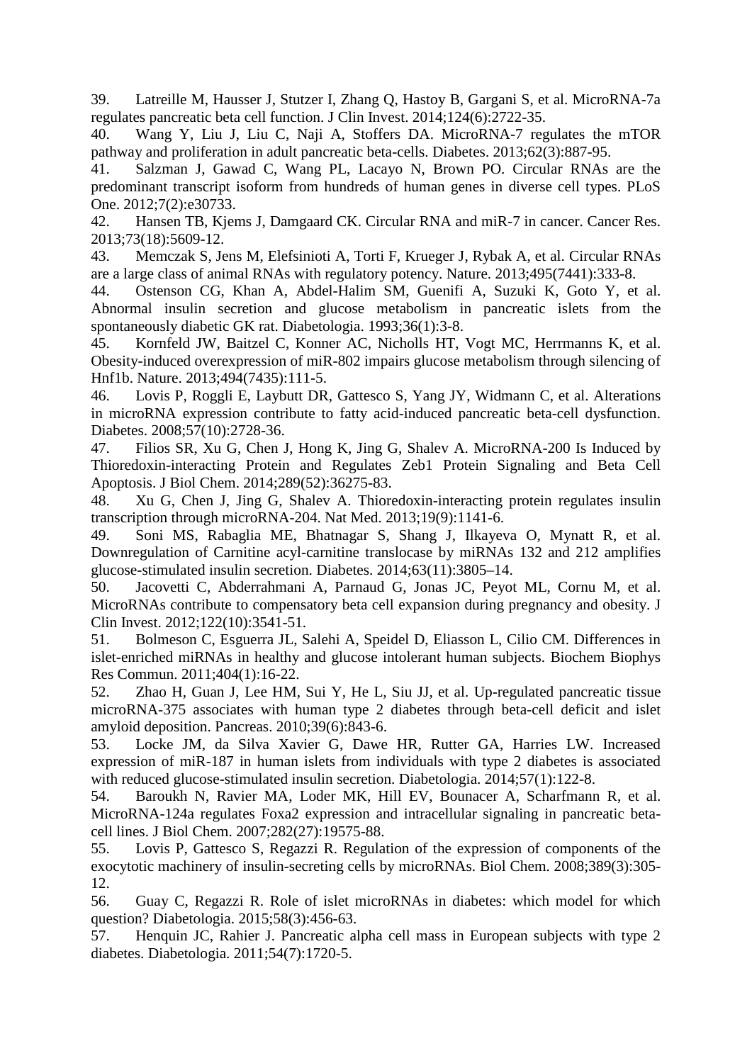39. Latreille M, Hausser J, Stutzer I, Zhang Q, Hastoy B, Gargani S, et al. MicroRNA-7a regulates pancreatic beta cell function. J Clin Invest. 2014;124(6):2722-35.

40. Wang Y, Liu J, Liu C, Naji A, Stoffers DA. MicroRNA-7 regulates the mTOR pathway and proliferation in adult pancreatic beta-cells. Diabetes. 2013;62(3):887-95.

41. Salzman J, Gawad C, Wang PL, Lacayo N, Brown PO. Circular RNAs are the predominant transcript isoform from hundreds of human genes in diverse cell types. PLoS One. 2012;7(2):e30733.

42. Hansen TB, Kjems J, Damgaard CK. Circular RNA and miR-7 in cancer. Cancer Res. 2013;73(18):5609-12.

43. Memczak S, Jens M, Elefsinioti A, Torti F, Krueger J, Rybak A, et al. Circular RNAs are a large class of animal RNAs with regulatory potency. Nature. 2013;495(7441):333-8.

44. Ostenson CG, Khan A, Abdel-Halim SM, Guenifi A, Suzuki K, Goto Y, et al. Abnormal insulin secretion and glucose metabolism in pancreatic islets from the spontaneously diabetic GK rat. Diabetologia. 1993;36(1):3-8.

45. Kornfeld JW, Baitzel C, Konner AC, Nicholls HT, Vogt MC, Herrmanns K, et al. Obesity-induced overexpression of miR-802 impairs glucose metabolism through silencing of Hnf1b. Nature. 2013;494(7435):111-5.

46. Lovis P, Roggli E, Laybutt DR, Gattesco S, Yang JY, Widmann C, et al. Alterations in microRNA expression contribute to fatty acid-induced pancreatic beta-cell dysfunction. Diabetes. 2008;57(10):2728-36.

47. Filios SR, Xu G, Chen J, Hong K, Jing G, Shalev A. MicroRNA-200 Is Induced by Thioredoxin-interacting Protein and Regulates Zeb1 Protein Signaling and Beta Cell Apoptosis. J Biol Chem. 2014;289(52):36275-83.

48. Xu G, Chen J, Jing G, Shalev A. Thioredoxin-interacting protein regulates insulin transcription through microRNA-204. Nat Med. 2013;19(9):1141-6.

49. Soni MS, Rabaglia ME, Bhatnagar S, Shang J, Ilkayeva O, Mynatt R, et al. Downregulation of Carnitine acyl-carnitine translocase by miRNAs 132 and 212 amplifies glucose-stimulated insulin secretion. Diabetes. 2014;63(11):3805–14.

50. Jacovetti C, Abderrahmani A, Parnaud G, Jonas JC, Peyot ML, Cornu M, et al. MicroRNAs contribute to compensatory beta cell expansion during pregnancy and obesity. J Clin Invest. 2012;122(10):3541-51.

51. Bolmeson C, Esguerra JL, Salehi A, Speidel D, Eliasson L, Cilio CM. Differences in islet-enriched miRNAs in healthy and glucose intolerant human subjects. Biochem Biophys Res Commun. 2011;404(1):16-22.

52. Zhao H, Guan J, Lee HM, Sui Y, He L, Siu JJ, et al. Up-regulated pancreatic tissue microRNA-375 associates with human type 2 diabetes through beta-cell deficit and islet amyloid deposition. Pancreas. 2010;39(6):843-6.

53. Locke JM, da Silva Xavier G, Dawe HR, Rutter GA, Harries LW. Increased expression of miR-187 in human islets from individuals with type 2 diabetes is associated with reduced glucose-stimulated insulin secretion. Diabetologia. 2014;57(1):122-8.

54. Baroukh N, Ravier MA, Loder MK, Hill EV, Bounacer A, Scharfmann R, et al. MicroRNA-124a regulates Foxa2 expression and intracellular signaling in pancreatic beta-cell lines. J Biol Chem. 2007;282(27):19575-88.

55. Lovis P, Gattesco S, Regazzi R. Regulation of the expression of components of the exocytotic machinery of insulin-secreting cells by microRNAs. Biol Chem. 2008;389(3):305-12.

56. Guay C, Regazzi R. Role of islet microRNAs in diabetes: which model for which question? Diabetologia. 2015;58(3):456-63.

57. Henquin JC, Rahier J. Pancreatic alpha cell mass in European subjects with type 2 diabetes. Diabetologia. 2011;54(7):1720-5.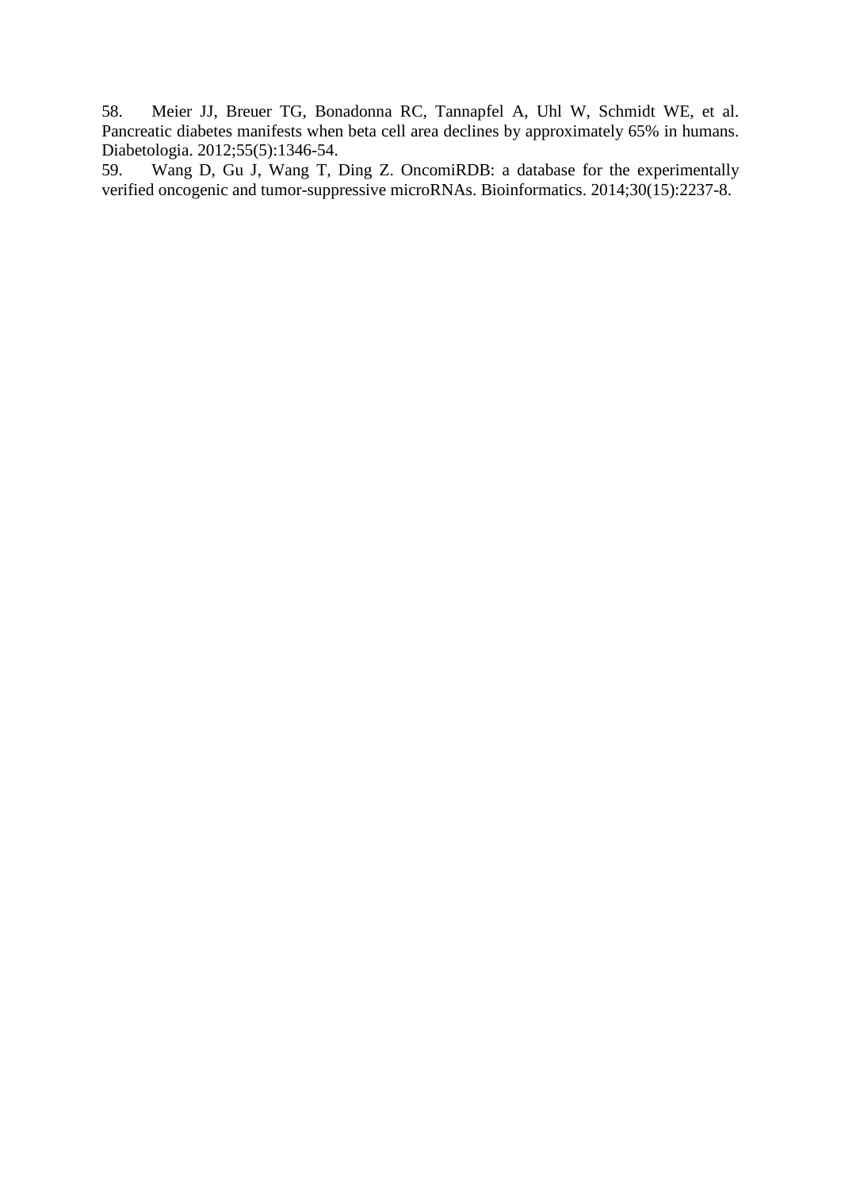58. Meier JJ, Breuer TG, Bonadonna RC, Tannapfel A, Uhl W, Schmidt WE, et al. Pancreatic diabetes manifests when beta cell area declines by approximately 65% in humans. Diabetologia. 2012;55(5):1346-54.

59. Wang D, Gu J, Wang T, Ding Z. OncomiRDB: a database for the experimentally verified oncogenic and tumor-suppressive microRNAs. Bioinformatics. 2014;30(15):2237-8.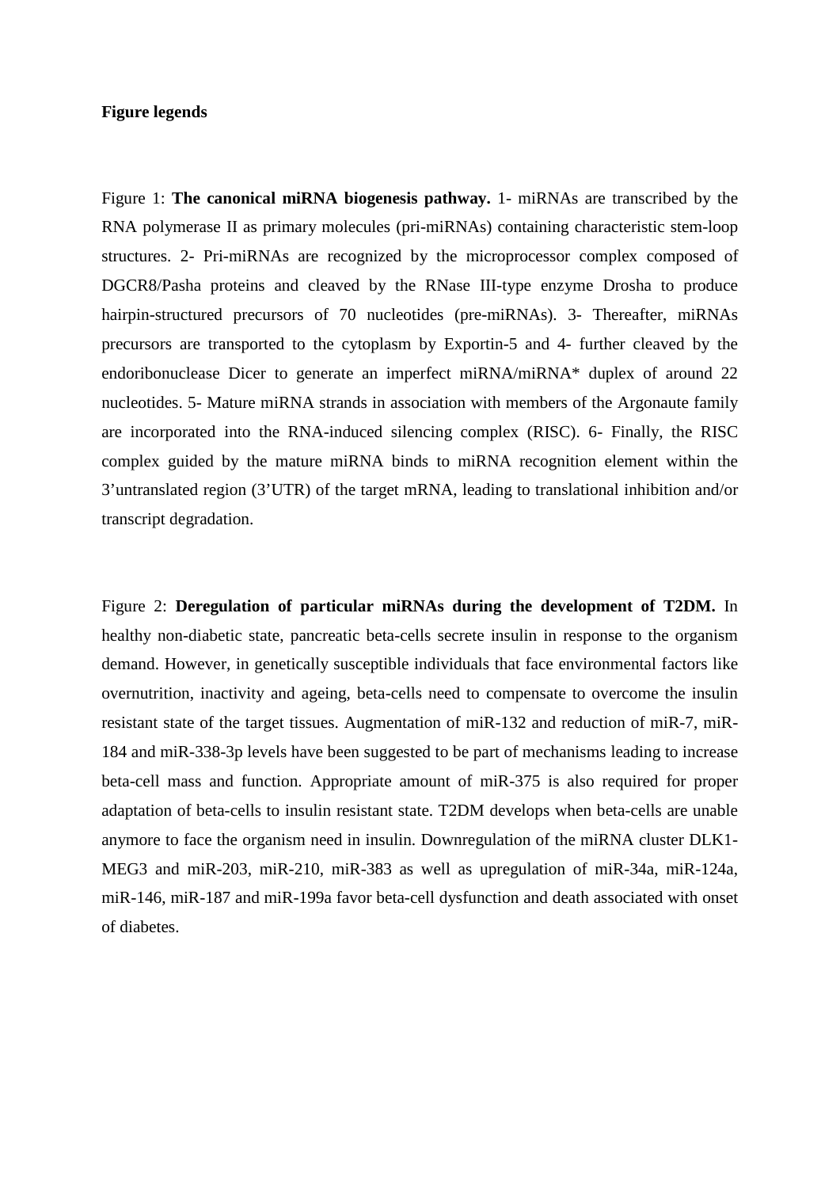**Figure legends**

Figure 1: **The canonical miRNA biogenesis pathway.** 1- miRNAs are transcribed by the RNA polymerase II as primary molecules (pri-miRNAs) containing characteristic stem-loop structures. 2- Pri-miRNAs are recognized by the microprocessor complex composed of DGCR8/Pasha proteins and cleaved by the RNase III-type enzyme Drosha to produce hairpin-structured precursors of 70 nucleotides (pre-miRNAs). 3- Thereafter, miRNAs precursors are transported to the cytoplasm by Exportin-5 and 4- further cleaved by the endoribonuclease Dicer to generate an imperfect miRNA/miRNA* duplex of around 22 nucleotides. 5- Mature miRNA strands in association with members of the Argonaute family are incorporated into the RNA-induced silencing complex (RISC). 6- Finally, the RISC complex guided by the mature miRNA binds to miRNA recognition element within the 3'untranslated region (3'UTR) of the target mRNA, leading to translational inhibition and/or transcript degradation.

Figure 2: **Deregulation of particular miRNAs during the development of T2DM.** In healthy non-diabetic state, pancreatic beta-cells secrete insulin in response to the organism demand. However, in genetically susceptible individuals that face environmental factors like overnutrition, inactivity and ageing, beta-cells need to compensate to overcome the insulin resistant state of the target tissues. Augmentation of miR-132 and reduction of miR-7, miR-184 and miR-338-3p levels have been suggested to be part of mechanisms leading to increase beta-cell mass and function. Appropriate amount of miR-375 is also required for proper adaptation of beta-cells to insulin resistant state. T2DM develops when beta-cells are unable anymore to face the organism need in insulin. Downregulation of the miRNA cluster DLK1-MEG3 and miR-203, miR-210, miR-383 as well as upregulation of miR-34a, miR-124a, miR-146, miR-187 and miR-199a favor beta-cell dysfunction and death associated with onset of diabetes.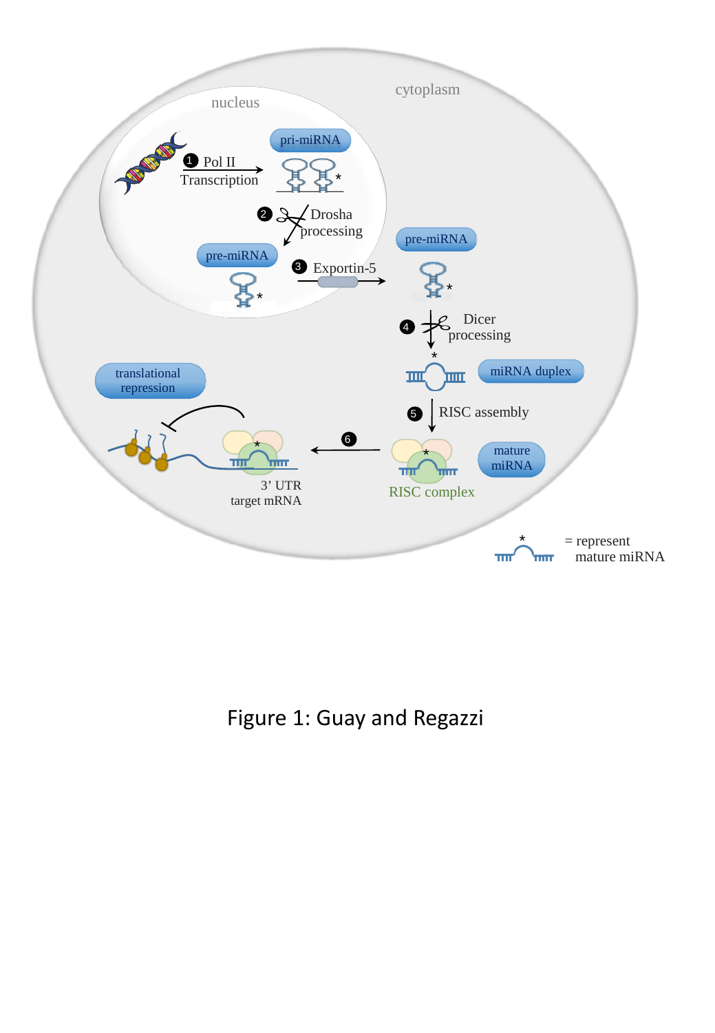Figure 1: Guay and Regazzi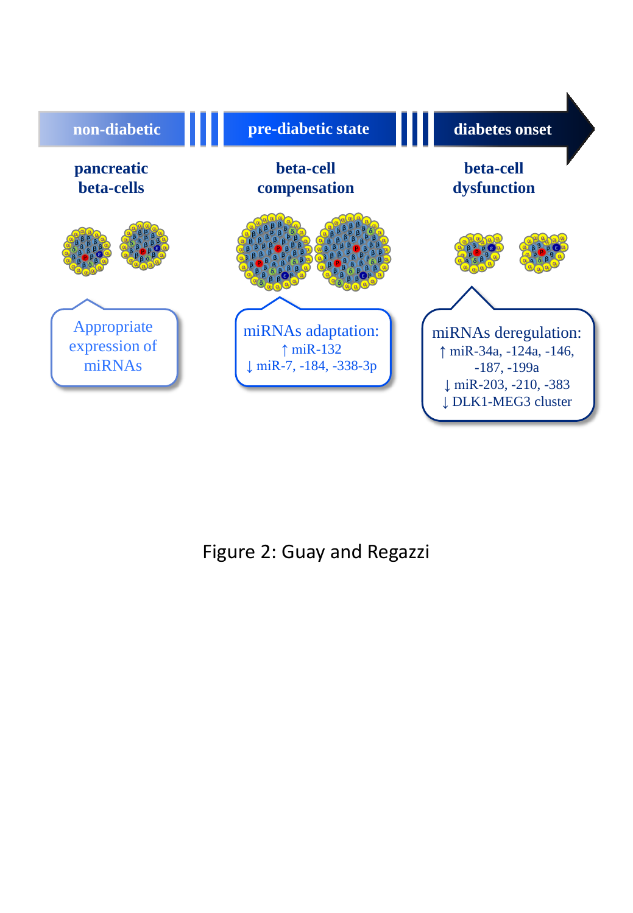non-diabetic

pre-diabetic state

diabetes onset

pancreatic beta-cells

beta-cell compensation

beta-cell dysfunction

Appropriate expression of miRNAs

miRNAs adaptation:
↑ miR-132
↓ miR-7, -184, -338-3p

miRNAs deregulation:
↑ miR-34a, -124a, -146, -187, -199a
↓ miR-203, -210, -383
↓ DLK1-MEG3 cluster

Figure 2: Guay and Regazzi